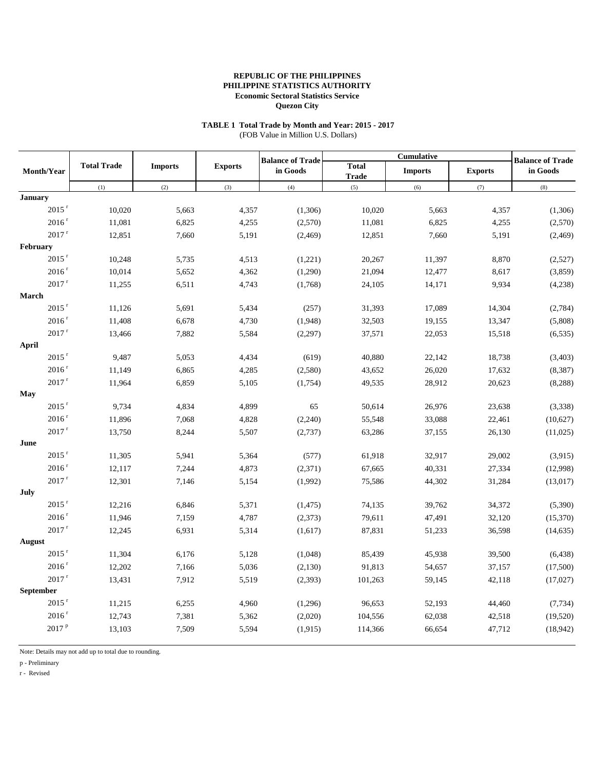**REPUBLIC OF THE PHILIPPINES**
**PHILIPPINE STATISTICS AUTHORITY**
**Economic Sectoral Statistics Service**
**Quezon City**

**TABLE 1 Total Trade by Month and Year: 2015 - 2017**
(FOB Value in Million U.S. Dollars)

| Month/Year | Total Trade | Imports | Exports | Balance of Trade in Goods | Cumulative | | | Balance of Trade in Goods |
|---|---|---|---|---|---|---|---|---|
| | | | | | Total Trade | Imports | Exports | |
| | (1) | (2) | (3) | (4) | (5) | (6) | (7) | (8) |
| **January** | | | | | | | | |
| 2015 r | 10,020 | 5,663 | 4,357 | (1,306) | 10,020 | 5,663 | 4,357 | (1,306) |
| 2016 r | 11,081 | 6,825 | 4,255 | (2,570) | 11,081 | 6,825 | 4,255 | (2,570) |
| 2017 r | 12,851 | 7,660 | 5,191 | (2,469) | 12,851 | 7,660 | 5,191 | (2,469) |
| **February** | | | | | | | | |
| 2015 r | 10,248 | 5,735 | 4,513 | (1,221) | 20,267 | 11,397 | 8,870 | (2,527) |
| 2016 r | 10,014 | 5,652 | 4,362 | (1,290) | 21,094 | 12,477 | 8,617 | (3,859) |
| 2017 r | 11,255 | 6,511 | 4,743 | (1,768) | 24,105 | 14,171 | 9,934 | (4,238) |
| **March** | | | | | | | | |
| 2015 r | 11,126 | 5,691 | 5,434 | (257) | 31,393 | 17,089 | 14,304 | (2,784) |
| 2016 r | 11,408 | 6,678 | 4,730 | (1,948) | 32,503 | 19,155 | 13,347 | (5,808) |
| 2017 r | 13,466 | 7,882 | 5,584 | (2,297) | 37,571 | 22,053 | 15,518 | (6,535) |
| **April** | | | | | | | | |
| 2015 r | 9,487 | 5,053 | 4,434 | (619) | 40,880 | 22,142 | 18,738 | (3,403) |
| 2016 r | 11,149 | 6,865 | 4,285 | (2,580) | 43,652 | 26,020 | 17,632 | (8,387) |
| 2017 r | 11,964 | 6,859 | 5,105 | (1,754) | 49,535 | 28,912 | 20,623 | (8,288) |
| **May** | | | | | | | | |
| 2015 r | 9,734 | 4,834 | 4,899 | 65 | 50,614 | 26,976 | 23,638 | (3,338) |
| 2016 r | 11,896 | 7,068 | 4,828 | (2,240) | 55,548 | 33,088 | 22,461 | (10,627) |
| 2017 r | 13,750 | 8,244 | 5,507 | (2,737) | 63,286 | 37,155 | 26,130 | (11,025) |
| **June** | | | | | | | | |
| 2015 r | 11,305 | 5,941 | 5,364 | (577) | 61,918 | 32,917 | 29,002 | (3,915) |
| 2016 r | 12,117 | 7,244 | 4,873 | (2,371) | 67,665 | 40,331 | 27,334 | (12,998) |
| 2017 r | 12,301 | 7,146 | 5,154 | (1,992) | 75,586 | 44,302 | 31,284 | (13,017) |
| **July** | | | | | | | | |
| 2015 r | 12,216 | 6,846 | 5,371 | (1,475) | 74,135 | 39,762 | 34,372 | (5,390) |
| 2016 r | 11,946 | 7,159 | 4,787 | (2,373) | 79,611 | 47,491 | 32,120 | (15,370) |
| 2017 r | 12,245 | 6,931 | 5,314 | (1,617) | 87,831 | 51,233 | 36,598 | (14,635) |
| **August** | | | | | | | | |
| 2015 r | 11,304 | 6,176 | 5,128 | (1,048) | 85,439 | 45,938 | 39,500 | (6,438) |
| 2016 r | 12,202 | 7,166 | 5,036 | (2,130) | 91,813 | 54,657 | 37,157 | (17,500) |
| 2017 r | 13,431 | 7,912 | 5,519 | (2,393) | 101,263 | 59,145 | 42,118 | (17,027) |
| **September** | | | | | | | | |
| 2015 r | 11,215 | 6,255 | 4,960 | (1,296) | 96,653 | 52,193 | 44,460 | (7,734) |
| 2016 r | 12,743 | 7,381 | 5,362 | (2,020) | 104,556 | 62,038 | 42,518 | (19,520) |
| 2017 p | 13,103 | 7,509 | 5,594 | (1,915) | 114,366 | 66,654 | 47,712 | (18,942) |

Note: Details may not add up to total due to rounding.

p - Preliminary

r - Revised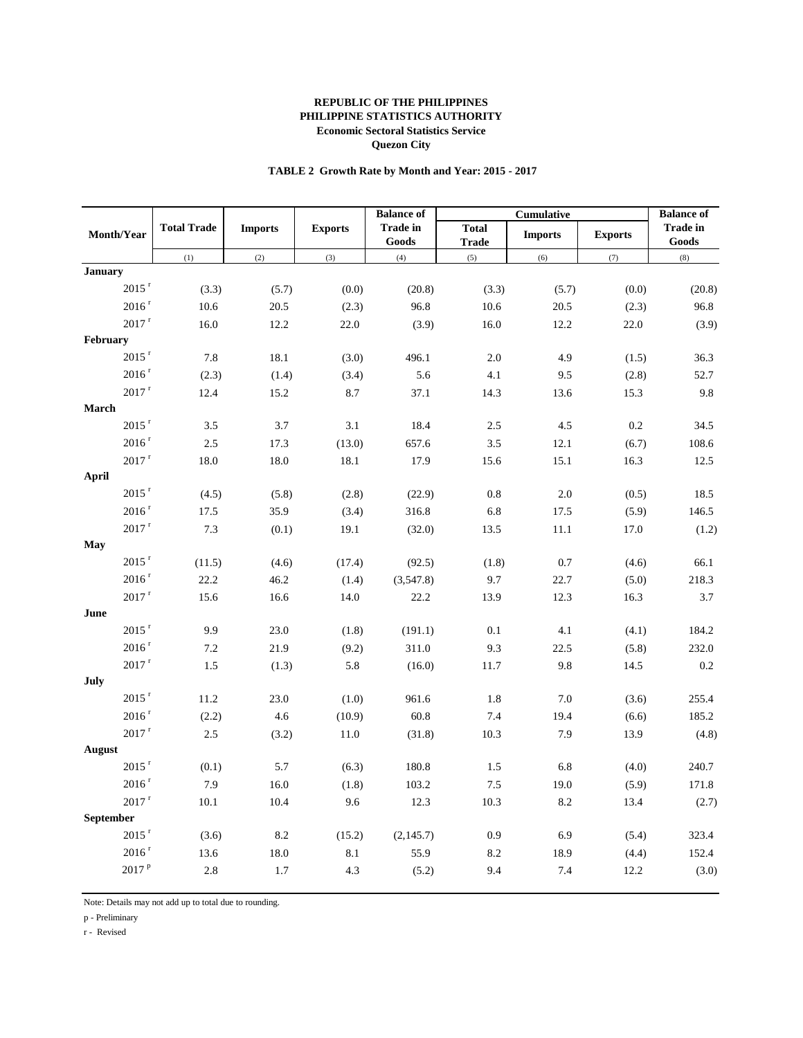**REPUBLIC OF THE PHILIPPINES**
**PHILIPPINE STATISTICS AUTHORITY**
**Economic Sectoral Statistics Service**
**Quezon City**

**TABLE 2 Growth Rate by Month and Year: 2015 - 2017**

| Month/Year | Total Trade | Imports | Exports | Balance of Trade in Goods | Cumulative | | | Balance of Trade in Goods |
|---|---|---|---|---|---|---|---|---|
| | | | | | Total Trade | Imports | Exports | |
| | (1) | (2) | (3) | (4) | (5) | (6) | (7) | (8) |
| **January** | | | | | | | | |
| 2015 r | (3.3) | (5.7) | (0.0) | (20.8) | (3.3) | (5.7) | (0.0) | (20.8) |
| 2016 r | 10.6 | 20.5 | (2.3) | 96.8 | 10.6 | 20.5 | (2.3) | 96.8 |
| 2017 r | 16.0 | 12.2 | 22.0 | (3.9) | 16.0 | 12.2 | 22.0 | (3.9) |
| **February** | | | | | | | | |
| 2015 r | 7.8 | 18.1 | (3.0) | 496.1 | 2.0 | 4.9 | (1.5) | 36.3 |
| 2016 r | (2.3) | (1.4) | (3.4) | 5.6 | 4.1 | 9.5 | (2.8) | 52.7 |
| 2017 r | 12.4 | 15.2 | 8.7 | 37.1 | 14.3 | 13.6 | 15.3 | 9.8 |
| **March** | | | | | | | | |
| 2015 r | 3.5 | 3.7 | 3.1 | 18.4 | 2.5 | 4.5 | 0.2 | 34.5 |
| 2016 r | 2.5 | 17.3 | (13.0) | 657.6 | 3.5 | 12.1 | (6.7) | 108.6 |
| 2017 r | 18.0 | 18.0 | 18.1 | 17.9 | 15.6 | 15.1 | 16.3 | 12.5 |
| **April** | | | | | | | | |
| 2015 r | (4.5) | (5.8) | (2.8) | (22.9) | 0.8 | 2.0 | (0.5) | 18.5 |
| 2016 r | 17.5 | 35.9 | (3.4) | 316.8 | 6.8 | 17.5 | (5.9) | 146.5 |
| 2017 r | 7.3 | (0.1) | 19.1 | (32.0) | 13.5 | 11.1 | 17.0 | (1.2) |
| **May** | | | | | | | | |
| 2015 r | (11.5) | (4.6) | (17.4) | (92.5) | (1.8) | 0.7 | (4.6) | 66.1 |
| 2016 r | 22.2 | 46.2 | (1.4) | (3,547.8) | 9.7 | 22.7 | (5.0) | 218.3 |
| 2017 r | 15.6 | 16.6 | 14.0 | 22.2 | 13.9 | 12.3 | 16.3 | 3.7 |
| **June** | | | | | | | | |
| 2015 r | 9.9 | 23.0 | (1.8) | (191.1) | 0.1 | 4.1 | (4.1) | 184.2 |
| 2016 r | 7.2 | 21.9 | (9.2) | 311.0 | 9.3 | 22.5 | (5.8) | 232.0 |
| 2017 r | 1.5 | (1.3) | 5.8 | (16.0) | 11.7 | 9.8 | 14.5 | 0.2 |
| **July** | | | | | | | | |
| 2015 r | 11.2 | 23.0 | (1.0) | 961.6 | 1.8 | 7.0 | (3.6) | 255.4 |
| 2016 r | (2.2) | 4.6 | (10.9) | 60.8 | 7.4 | 19.4 | (6.6) | 185.2 |
| 2017 r | 2.5 | (3.2) | 11.0 | (31.8) | 10.3 | 7.9 | 13.9 | (4.8) |
| **August** | | | | | | | | |
| 2015 r | (0.1) | 5.7 | (6.3) | 180.8 | 1.5 | 6.8 | (4.0) | 240.7 |
| 2016 r | 7.9 | 16.0 | (1.8) | 103.2 | 7.5 | 19.0 | (5.9) | 171.8 |
| 2017 r | 10.1 | 10.4 | 9.6 | 12.3 | 10.3 | 8.2 | 13.4 | (2.7) |
| **September** | | | | | | | | |
| 2015 r | (3.6) | 8.2 | (15.2) | (2,145.7) | 0.9 | 6.9 | (5.4) | 323.4 |
| 2016 r | 13.6 | 18.0 | 8.1 | 55.9 | 8.2 | 18.9 | (4.4) | 152.4 |
| 2017 p | 2.8 | 1.7 | 4.3 | (5.2) | 9.4 | 7.4 | 12.2 | (3.0) |

Note: Details may not add up to total due to rounding.

p - Preliminary

r - Revised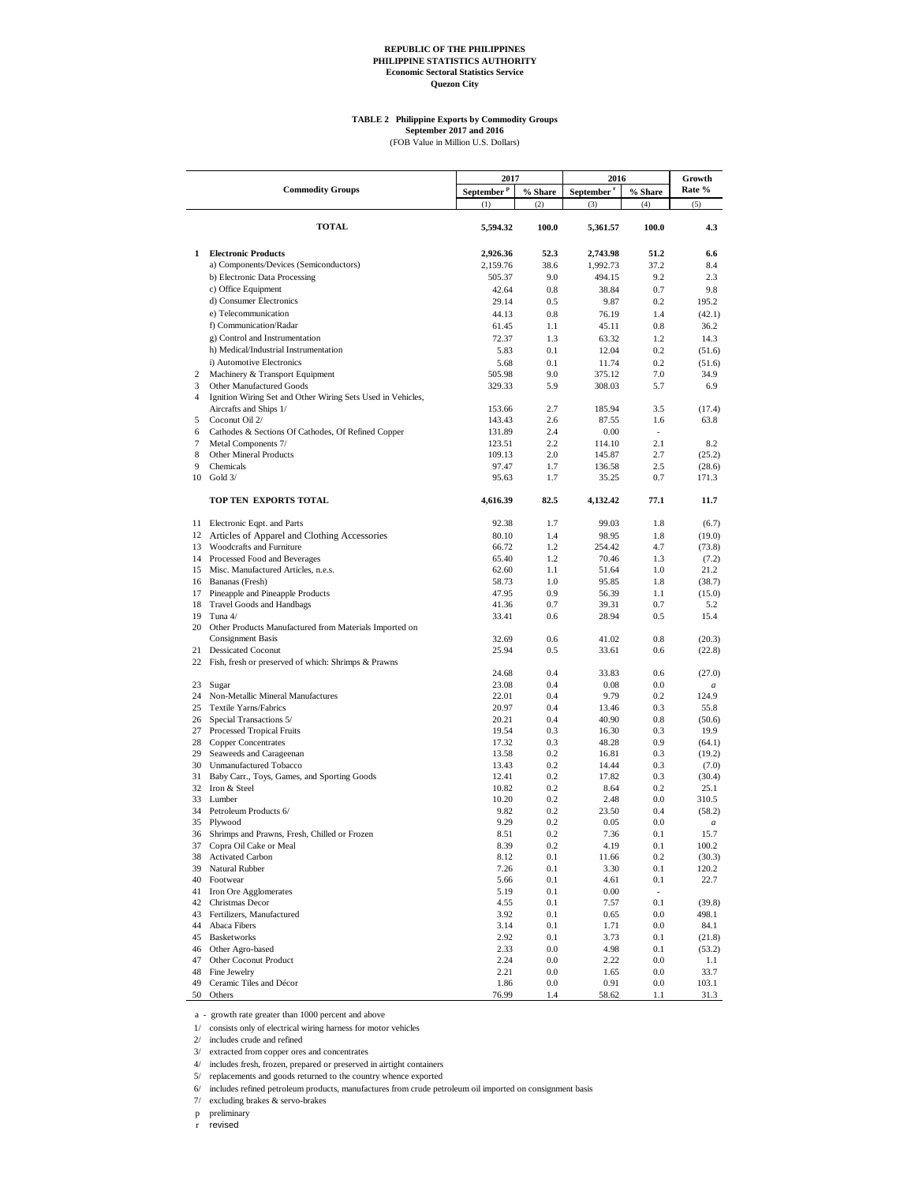**REPUBLIC OF THE PHILIPPINES**
**PHILIPPINE STATISTICS AUTHORITY**
**Economic Sectoral Statistics Service**
**Quezon City**

**TABLE 2 Philippine Exports by Commodity Groups**
**September 2017 and 2016**
(FOB Value in Million U.S. Dollars)

| | Commodity Groups | 2017 | | 2016 | | Growth Rate % |
|---|---|---|---|---|---|---|
| | | September [p] | % Share | September [r] | % Share | |
| | | (1) | (2) | (3) | (4) | (5) |
| | **TOTAL** | **5,594.32** | **100.0** | **5,361.57** | **100.0** | **4.3** |
| **1** | **Electronic Products** | **2,926.36** | **52.3** | **2,743.98** | **51.2** | **6.6** |
| | a) Components/Devices (Semiconductors) | 2,159.76 | 38.6 | 1,992.73 | 37.2 | 8.4 |
| | b) Electronic Data Processing | 505.37 | 9.0 | 494.15 | 9.2 | 2.3 |
| | c) Office Equipment | 42.64 | 0.8 | 38.84 | 0.7 | 9.8 |
| | d) Consumer Electronics | 29.14 | 0.5 | 9.87 | 0.2 | 195.2 |
| | e) Telecommunication | 44.13 | 0.8 | 76.19 | 1.4 | (42.1) |
| | f) Communication/Radar | 61.45 | 1.1 | 45.11 | 0.8 | 36.2 |
| | g) Control and Instrumentation | 72.37 | 1.3 | 63.32 | 1.2 | 14.3 |
| | h) Medical/Industrial Instrumentation | 5.83 | 0.1 | 12.04 | 0.2 | (51.6) |
| | i) Automotive Electronics | 5.68 | 0.1 | 11.74 | 0.2 | (51.6) |
| 2 | Machinery & Transport Equipment | 505.98 | 9.0 | 375.12 | 7.0 | 34.9 |
| 3 | Other Manufactured Goods | 329.33 | 5.9 | 308.03 | 5.7 | 6.9 |
| 4 | Ignition Wiring Set and Other Wiring Sets Used in Vehicles, Aircrafts and Ships 1/ | 153.66 | 2.7 | 185.94 | 3.5 | (17.4) |
| 5 | Coconut Oil 2/ | 143.43 | 2.6 | 87.55 | 1.6 | 63.8 |
| 6 | Cathodes & Sections Of Cathodes, Of Refined Copper | 131.89 | 2.4 | 0.00 | - | |
| 7 | Metal Components 7/ | 123.51 | 2.2 | 114.10 | 2.1 | 8.2 |
| 8 | Other Mineral Products | 109.13 | 2.0 | 145.87 | 2.7 | (25.2) |
| 9 | Chemicals | 97.47 | 1.7 | 136.58 | 2.5 | (28.6) |
| 10 | Gold 3/ | 95.63 | 1.7 | 35.25 | 0.7 | 171.3 |
| | **TOP TEN EXPORTS TOTAL** | **4,616.39** | **82.5** | **4,132.42** | **77.1** | **11.7** |
| 11 | Electronic Eqpt. and Parts | 92.38 | 1.7 | 99.03 | 1.8 | (6.7) |
| 12 | Articles of Apparel and Clothing Accessories | 80.10 | 1.4 | 98.95 | 1.8 | (19.0) |
| 13 | Woodcrafts and Furniture | 66.72 | 1.2 | 254.42 | 4.7 | (73.8) |
| 14 | Processed Food and Beverages | 65.40 | 1.2 | 70.46 | 1.3 | (7.2) |
| 15 | Misc. Manufactured Articles, n.e.s. | 62.60 | 1.1 | 51.64 | 1.0 | 21.2 |
| 16 | Bananas (Fresh) | 58.73 | 1.0 | 95.85 | 1.8 | (38.7) |
| 17 | Pineapple and Pineapple Products | 47.95 | 0.9 | 56.39 | 1.1 | (15.0) |
| 18 | Travel Goods and Handbags | 41.36 | 0.7 | 39.31 | 0.7 | 5.2 |
| 19 | Tuna 4/ | 33.41 | 0.6 | 28.94 | 0.5 | 15.4 |
| 20 | Other Products Manufactured from Materials Imported on Consignment Basis | 32.69 | 0.6 | 41.02 | 0.8 | (20.3) |
| 21 | Dessicated Coconut | 25.94 | 0.5 | 33.61 | 0.6 | (22.8) |
| 22 | Fish, fresh or preserved of which: Shrimps & Prawns | 24.68 | 0.4 | 33.83 | 0.6 | (27.0) |
| 23 | Sugar | 23.08 | 0.4 | 0.08 | 0.0 | *a* |
| 24 | Non-Metallic Mineral Manufactures | 22.01 | 0.4 | 9.79 | 0.2 | 124.9 |
| 25 | Textile Yarns/Fabrics | 20.97 | 0.4 | 13.46 | 0.3 | 55.8 |
| 26 | Special Transactions 5/ | 20.21 | 0.4 | 40.90 | 0.8 | (50.6) |
| 27 | Processed Tropical Fruits | 19.54 | 0.3 | 16.30 | 0.3 | 19.9 |
| 28 | Copper Concentrates | 17.32 | 0.3 | 48.28 | 0.9 | (64.1) |
| 29 | Seaweeds and Carageenan | 13.58 | 0.2 | 16.81 | 0.3 | (19.2) |
| 30 | Unmanufactured Tobacco | 13.43 | 0.2 | 14.44 | 0.3 | (7.0) |
| 31 | Baby Carr., Toys, Games, and Sporting Goods | 12.41 | 0.2 | 17.82 | 0.3 | (30.4) |
| 32 | Iron & Steel | 10.82 | 0.2 | 8.64 | 0.2 | 25.1 |
| 33 | Lumber | 10.20 | 0.2 | 2.48 | 0.0 | 310.5 |
| 34 | Petroleum Products 6/ | 9.82 | 0.2 | 23.50 | 0.4 | (58.2) |
| 35 | Plywood | 9.29 | 0.2 | 0.05 | 0.0 | *a* |
| 36 | Shrimps and Prawns, Fresh, Chilled or Frozen | 8.51 | 0.2 | 7.36 | 0.1 | 15.7 |
| 37 | Copra Oil Cake or Meal | 8.39 | 0.2 | 4.19 | 0.1 | 100.2 |
| 38 | Activated Carbon | 8.12 | 0.1 | 11.66 | 0.2 | (30.3) |
| 39 | Natural Rubber | 7.26 | 0.1 | 3.30 | 0.1 | 120.2 |
| 40 | Footwear | 5.66 | 0.1 | 4.61 | 0.1 | 22.7 |
| 41 | Iron Ore Agglomerates | 5.19 | 0.1 | 0.00 | - | |
| 42 | Christmas Decor | 4.55 | 0.1 | 7.57 | 0.1 | (39.8) |
| 43 | Fertilizers, Manufactured | 3.92 | 0.1 | 0.65 | 0.0 | 498.1 |
| 44 | Abaca Fibers | 3.14 | 0.1 | 1.71 | 0.0 | 84.1 |
| 45 | Basketworks | 2.92 | 0.1 | 3.73 | 0.1 | (21.8) |
| 46 | Other Agro-based | 2.33 | 0.0 | 4.98 | 0.1 | (53.2) |
| 47 | Other Coconut Product | 2.24 | 0.0 | 2.22 | 0.0 | 1.1 |
| 48 | Fine Jewelry | 2.21 | 0.0 | 1.65 | 0.0 | 33.7 |
| 49 | Ceramic Tiles and Décor | 1.86 | 0.0 | 0.91 | 0.0 | 103.1 |
| 50 | Others | 76.99 | 1.4 | 58.62 | 1.1 | 31.3 |

a - growth rate greater than 1000 percent and above

1/ consists only of electrical wiring harness for motor vehicles

2/ includes crude and refined

3/ extracted from copper ores and concentrates

4/ includes fresh, frozen, prepared or preserved in airtight containers

5/ replacements and goods returned to the country whence exported

6/ includes refined petroleum products, manufactures from crude petroleum oil imported on consignment basis

7/ excluding brakes & servo-brakes

p preliminary

r revised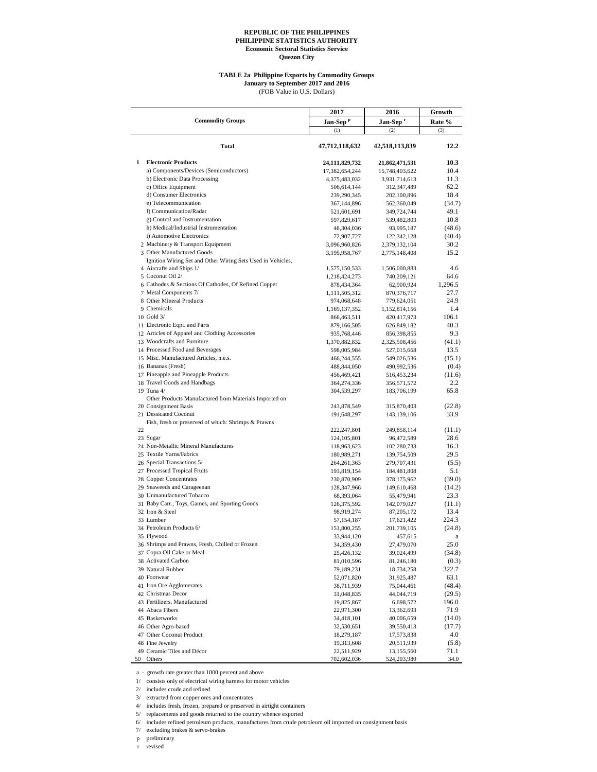**REPUBLIC OF THE PHILIPPINES**
**PHILIPPINE STATISTICS AUTHORITY**
**Economic Sectoral Statistics Service**
**Quezon City**

**TABLE 2a Philippine Exports by Commodity Groups**
**January to September 2017 and 2016**
(FOB Value in U.S. Dollars)

| | Commodity Groups | 2017 Jan-Sep [p] | 2016 Jan-Sep [r] | Growth Rate % |
|---|---|---|---|---|
| | | (1) | (2) | (3) |
| | **Total** | **47,712,118,632** | **42,518,113,839** | **12.2** |
| **1** | **Electronic Products** | **24,111,829,732** | **21,862,471,531** | **10.3** |
| | a) Components/Devices (Semiconductors) | 17,382,654,244 | 15,748,403,622 | 10.4 |
| | b) Electronic Data Processing | 4,375,483,032 | 3,931,714,613 | 11.3 |
| | c) Office Equipment | 506,614,144 | 312,347,489 | 62.2 |
| | d) Consumer Electronics | 239,290,345 | 202,100,896 | 18.4 |
| | e) Telecommunication | 367,144,896 | 562,360,049 | (34.7) |
| | f) Communication/Radar | 521,601,691 | 349,724,744 | 49.1 |
| | g) Control and Instrumentation | 597,829,617 | 539,482,803 | 10.8 |
| | h) Medical/Industrial Instrumentation | 48,304,036 | 93,995,187 | (48.6) |
| | i) Automotive Electronics | 72,907,727 | 122,342,128 | (40.4) |
| 2 | Machinery & Transport Equipment | 3,096,960,826 | 2,379,132,104 | 30.2 |
| 3 | Other Manufactured Goods | 3,195,958,767 | 2,775,148,408 | 15.2 |
| 4 | Ignition Wiring Set and Other Wiring Sets Used in Vehicles, Aircrafts and Ships 1/ | 1,575,150,533 | 1,506,000,883 | 4.6 |
| 5 | Coconut Oil 2/ | 1,218,424,273 | 740,209,121 | 64.6 |
| 6 | Cathodes & Sections Of Cathodes, Of Refined Copper | 878,434,364 | 62,900,924 | 1,296.5 |
| 7 | Metal Components 7/ | 1,111,505,312 | 870,376,717 | 27.7 |
| 8 | Other Mineral Products | 974,068,648 | 779,624,051 | 24.9 |
| 9 | Chemicals | 1,169,137,352 | 1,152,814,156 | 1.4 |
| 10 | Gold 3/ | 866,463,511 | 420,417,973 | 106.1 |
| 11 | Electronic Eqpt. and Parts | 879,166,505 | 626,849,182 | 40.3 |
| 12 | Articles of Apparel and Clothing Accessories | 935,768,446 | 856,398,855 | 9.3 |
| 13 | Woodcrafts and Furniture | 1,370,882,832 | 2,325,508,456 | (41.1) |
| 14 | Processed Food and Beverages | 598,005,984 | 527,015,668 | 13.5 |
| 15 | Misc. Manufactured Articles, n.e.s. | 466,244,555 | 549,026,536 | (15.1) |
| 16 | Bananas (Fresh) | 488,844,050 | 490,992,536 | (0.4) |
| 17 | Pineapple and Pineapple Products | 456,469,421 | 516,453,234 | (11.6) |
| 18 | Travel Goods and Handbags | 364,274,336 | 356,571,572 | 2.2 |
| 19 | Tuna 4/ | 304,539,297 | 183,706,199 | 65.8 |
| 20 | Other Products Manufactured from Materials Imported on Consignment Basis | 243,878,549 | 315,870,403 | (22.8) |
| 21 | Dessicated Coconut | 191,648,297 | 143,139,106 | 33.9 |
| 22 | Fish, fresh or preserved of which: Shrimps & Prawns | 222,247,801 | 249,858,114 | (11.1) |
| 23 | Sugar | 124,105,801 | 96,472,589 | 28.6 |
| 24 | Non-Metallic Mineral Manufactures | 118,963,623 | 102,280,733 | 16.3 |
| 25 | Textile Yarns/Fabrics | 180,989,271 | 139,754,509 | 29.5 |
| 26 | Special Transactions 5/ | 264,261,363 | 279,707,431 | (5.5) |
| 27 | Processed Tropical Fruits | 193,819,154 | 184,481,808 | 5.1 |
| 28 | Copper Concentrates | 230,870,909 | 378,175,962 | (39.0) |
| 29 | Seaweeds and Carageenan | 128,347,966 | 149,610,468 | (14.2) |
| 30 | Unmanufactured Tobacco | 68,393,064 | 55,479,941 | 23.3 |
| 31 | Baby Carr., Toys, Games, and Sporting Goods | 126,375,592 | 142,079,027 | (11.1) |
| 32 | Iron & Steel | 98,919,274 | 87,205,172 | 13.4 |
| 33 | Lumber | 57,154,187 | 17,621,422 | 224.3 |
| 34 | Petroleum Products 6/ | 151,800,255 | 201,739,105 | (24.8) |
| 35 | Plywood | 33,944,120 | 457,615 | a |
| 36 | Shrimps and Prawns, Fresh, Chilled or Frozen | 34,359,430 | 27,479,070 | 25.0 |
| 37 | Copra Oil Cake or Meal | 25,426,132 | 39,024,499 | (34.8) |
| 38 | Activated Carbon | 81,010,596 | 81,246,180 | (0.3) |
| 39 | Natural Rubber | 79,189,231 | 18,734,258 | 322.7 |
| 40 | Footwear | 52,071,820 | 31,925,487 | 63.1 |
| 41 | Iron Ore Agglomerates | 38,711,939 | 75,044,461 | (48.4) |
| 42 | Christmas Decor | 31,048,835 | 44,044,719 | (29.5) |
| 43 | Fertilizers, Manufactured | 19,825,867 | 6,698,572 | 196.0 |
| 44 | Abaca Fibers | 22,971,300 | 13,362,693 | 71.9 |
| 45 | Basketworks | 34,418,101 | 40,006,659 | (14.0) |
| 46 | Other Agro-based | 32,530,651 | 39,550,413 | (17.7) |
| 47 | Other Coconut Product | 18,279,187 | 17,573,838 | 4.0 |
| 48 | Fine Jewelry | 19,313,608 | 20,511,939 | (5.8) |
| 49 | Ceramic Tiles and Décor | 22,511,929 | 13,155,560 | 71.1 |
| 50 | Others | 702,602,036 | 524,203,980 | 34.0 |

a - growth rate greater than 1000 percent and above
1/ consists only of electrical wiring harness for motor vehicles
2/ includes crude and refined
3/ extracted from copper ores and concentrates
4/ includes fresh, frozen, prepared or preserved in airtight containers
5/ replacements and goods returned to the country whence exported
6/ includes refined petroleum products, manufactures from crude petroleum oil imported on consignment basis
7/ excluding brakes & servo-brakes
p preliminary
r revised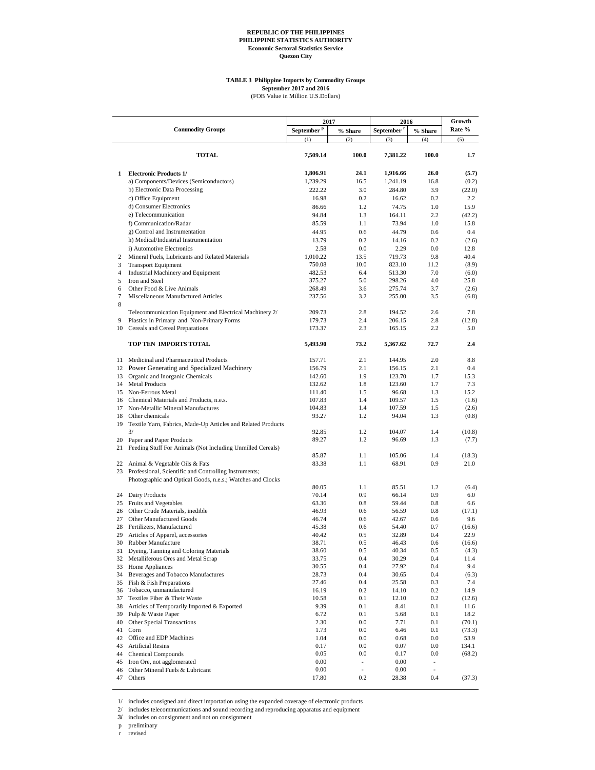**REPUBLIC OF THE PHILIPPINES**
**PHILIPPINE STATISTICS AUTHORITY**
**Economic Sectoral Statistics Service**
**Quezon City**

**TABLE 3 Philippine Imports by Commodity Groups**
**September 2017 and 2016**
(FOB Value in Million U.S.Dollars)

| | Commodity Groups | 2017 | | 2016 | | Growth Rate % |
|---|---|---|---|---|---|---|
| | | September p | % Share | September r | % Share | |
| | | (1) | (2) | (3) | (4) | (5) |
| | **TOTAL** | **7,509.14** | **100.0** | **7,381.22** | **100.0** | **1.7** |
| **1** | **Electronic Products 1/** | **1,806.91** | **24.1** | **1,916.66** | **26.0** | **(5.7)** |
| | a) Components/Devices (Semiconductors) | 1,239.29 | 16.5 | 1,241.19 | 16.8 | (0.2) |
| | b) Electronic Data Processing | 222.22 | 3.0 | 284.80 | 3.9 | (22.0) |
| | c) Office Equipment | 16.98 | 0.2 | 16.62 | 0.2 | 2.2 |
| | d) Consumer Electronics | 86.66 | 1.2 | 74.75 | 1.0 | 15.9 |
| | e) Telecommunication | 94.84 | 1.3 | 164.11 | 2.2 | (42.2) |
| | f) Communication/Radar | 85.59 | 1.1 | 73.94 | 1.0 | 15.8 |
| | g) Control and Instrumentation | 44.95 | 0.6 | 44.79 | 0.6 | 0.4 |
| | h) Medical/Industrial Instrumentation | 13.79 | 0.2 | 14.16 | 0.2 | (2.6) |
| | i) Automotive Electronics | 2.58 | 0.0 | 2.29 | 0.0 | 12.8 |
| 2 | Mineral Fuels, Lubricants and Related Materials | 1,010.22 | 13.5 | 719.73 | 9.8 | 40.4 |
| 3 | Transport Equipment | 750.08 | 10.0 | 823.10 | 11.2 | (8.9) |
| 4 | Industrial Machinery and Equipment | 482.53 | 6.4 | 513.30 | 7.0 | (6.0) |
| 5 | Iron and Steel | 375.27 | 5.0 | 298.26 | 4.0 | 25.8 |
| 6 | Other Food & Live Animals | 268.49 | 3.6 | 275.74 | 3.7 | (2.6) |
| 7 | Miscellaneous Manufactured Articles | 237.56 | 3.2 | 255.00 | 3.5 | (6.8) |
| 8 | Telecommunication Equipment and Electrical Machinery 2/ | 209.73 | 2.8 | 194.52 | 2.6 | 7.8 |
| 9 | Plastics in Primary and Non-Primary Forms | 179.73 | 2.4 | 206.15 | 2.8 | (12.8) |
| 10 | Cereals and Cereal Preparations | 173.37 | 2.3 | 165.15 | 2.2 | 5.0 |
| | **TOP TEN IMPORTS TOTAL** | **5,493.90** | **73.2** | **5,367.62** | **72.7** | **2.4** |
| 11 | Medicinal and Pharmaceutical Products | 157.71 | 2.1 | 144.95 | 2.0 | 8.8 |
| 12 | Power Generating and Specialized Machinery | 156.79 | 2.1 | 156.15 | 2.1 | 0.4 |
| 13 | Organic and Inorganic Chemicals | 142.60 | 1.9 | 123.70 | 1.7 | 15.3 |
| 14 | Metal Products | 132.62 | 1.8 | 123.60 | 1.7 | 7.3 |
| 15 | Non-Ferrous Metal | 111.40 | 1.5 | 96.68 | 1.3 | 15.2 |
| 16 | Chemical Materials and Products, n.e.s. | 107.83 | 1.4 | 109.57 | 1.5 | (1.6) |
| 17 | Non-Metallic Mineral Manufactures | 104.83 | 1.4 | 107.59 | 1.5 | (2.6) |
| 18 | Other chemicals | 93.27 | 1.2 | 94.04 | 1.3 | (0.8) |
| 19 | Textile Yarn, Fabrics, Made-Up Articles and Related Products 3/ | 92.85 | 1.2 | 104.07 | 1.4 | (10.8) |
| 20 | Paper and Paper Products | 89.27 | 1.2 | 96.69 | 1.3 | (7.7) |
| 21 | Feeding Stuff For Animals (Not Including Unmilled Cereals) | 85.87 | 1.1 | 105.06 | 1.4 | (18.3) |
| 22 | Animal & Vegetable Oils & Fats | 83.38 | 1.1 | 68.91 | 0.9 | 21.0 |
| 23 | Professional, Scientific and Controlling Instruments; Photographic and Optical Goods, n.e.s.; Watches and Clocks | 80.05 | 1.1 | 85.51 | 1.2 | (6.4) |
| 24 | Dairy Products | 70.14 | 0.9 | 66.14 | 0.9 | 6.0 |
| 25 | Fruits and Vegetables | 63.36 | 0.8 | 59.44 | 0.8 | 6.6 |
| 26 | Other Crude Materials, inedible | 46.93 | 0.6 | 56.59 | 0.8 | (17.1) |
| 27 | Other Manufactured Goods | 46.74 | 0.6 | 42.67 | 0.6 | 9.6 |
| 28 | Fertilizers, Manufactured | 45.38 | 0.6 | 54.40 | 0.7 | (16.6) |
| 29 | Articles of Apparel, accessories | 40.42 | 0.5 | 32.89 | 0.4 | 22.9 |
| 30 | Rubber Manufacture | 38.71 | 0.5 | 46.43 | 0.6 | (16.6) |
| 31 | Dyeing, Tanning and Coloring Materials | 38.60 | 0.5 | 40.34 | 0.5 | (4.3) |
| 32 | Metalliferous Ores and Metal Scrap | 33.75 | 0.4 | 30.29 | 0.4 | 11.4 |
| 33 | Home Appliances | 30.55 | 0.4 | 27.92 | 0.4 | 9.4 |
| 34 | Beverages and Tobacco Manufactures | 28.73 | 0.4 | 30.65 | 0.4 | (6.3) |
| 35 | Fish & Fish Preparations | 27.46 | 0.4 | 25.58 | 0.3 | 7.4 |
| 36 | Tobacco, unmanufactured | 16.19 | 0.2 | 14.10 | 0.2 | 14.9 |
| 37 | Textiles Fiber & Their Waste | 10.58 | 0.1 | 12.10 | 0.2 | (12.6) |
| 38 | Articles of Temporarily Imported & Exported | 9.39 | 0.1 | 8.41 | 0.1 | 11.6 |
| 39 | Pulp & Waste Paper | 6.72 | 0.1 | 5.68 | 0.1 | 18.2 |
| 40 | Other Special Transactions | 2.30 | 0.0 | 7.71 | 0.1 | (70.1) |
| 41 | Corn | 1.73 | 0.0 | 6.46 | 0.1 | (73.3) |
| 42 | Office and EDP Machines | 1.04 | 0.0 | 0.68 | 0.0 | 53.9 |
| 43 | Artificial Resins | 0.17 | 0.0 | 0.07 | 0.0 | 134.1 |
| 44 | Chemical Compounds | 0.05 | 0.0 | 0.17 | 0.0 | (68.2) |
| 45 | Iron Ore, not agglomerated | 0.00 | - | 0.00 | - | |
| 46 | Other Mineral Fuels & Lubricant | 0.00 | - | 0.00 | - | |
| 47 | Others | 17.80 | 0.2 | 28.38 | 0.4 | (37.3) |

1/ includes consigned and direct importation using the expanded coverage of electronic products
2/ includes telecommunications and sound recording and reproducing apparatus and equipment
3/ includes on consignment and not on consignment
p preliminary
r revised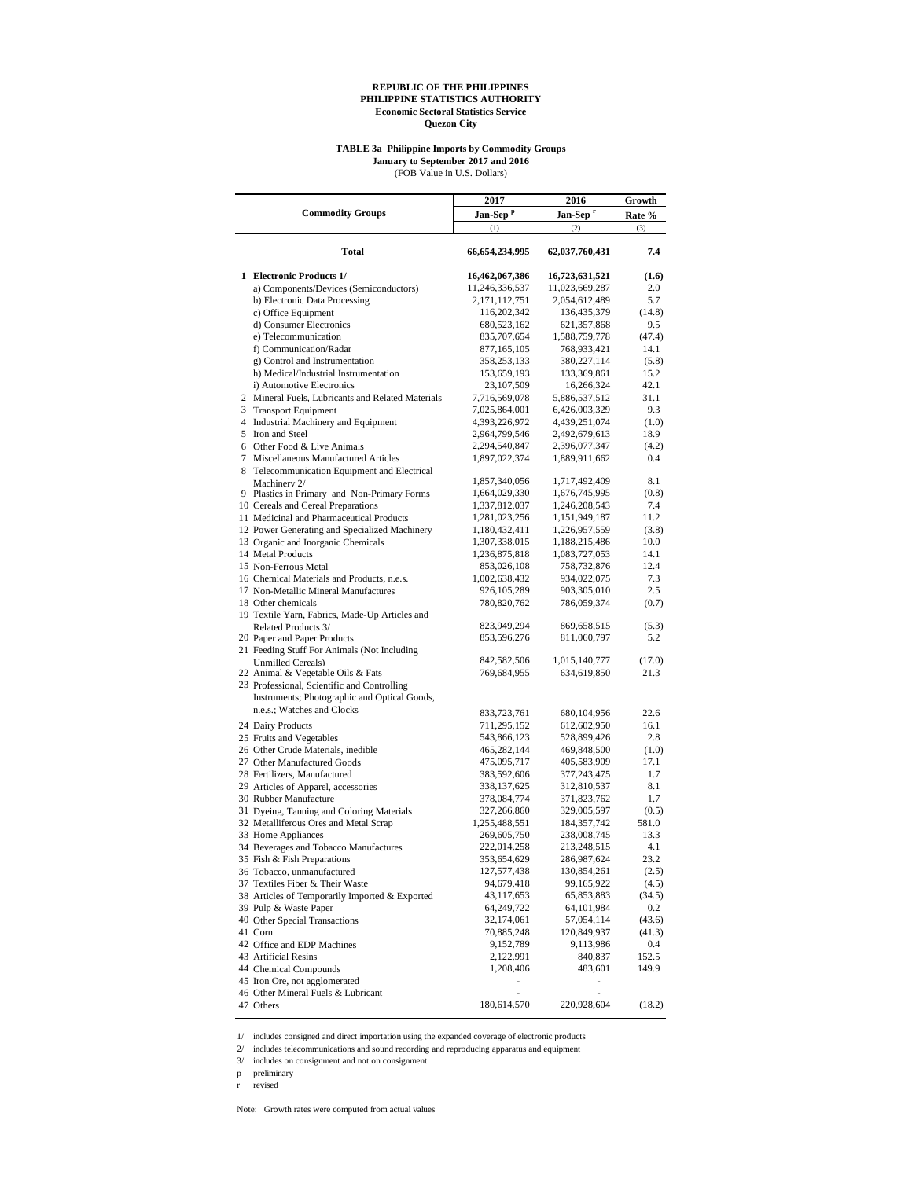**REPUBLIC OF THE PHILIPPINES**
**PHILIPPINE STATISTICS AUTHORITY**
**Economic Sectoral Statistics Service**
**Quezon City**

**TABLE 3a Philippine Imports by Commodity Groups**
**January to September 2017 and 2016**
(FOB Value in U.S. Dollars)

| Commodity Groups | 2017 Jan-Sep p | 2016 Jan-Sep r | Growth Rate % |
|---|---|---|---|
| | (1) | (2) | (3) |
| **Total** | **66,654,234,995** | **62,037,760,431** | **7.4** |
| **1 Electronic Products 1/** | **16,462,067,386** | **16,723,631,521** | **(1.6)** |
| a) Components/Devices (Semiconductors) | 11,246,336,537 | 11,023,669,287 | 2.0 |
| b) Electronic Data Processing | 2,171,112,751 | 2,054,612,489 | 5.7 |
| c) Office Equipment | 116,202,342 | 136,435,379 | (14.8) |
| d) Consumer Electronics | 680,523,162 | 621,357,868 | 9.5 |
| e) Telecommunication | 835,707,654 | 1,588,759,778 | (47.4) |
| f) Communication/Radar | 877,165,105 | 768,933,421 | 14.1 |
| g) Control and Instrumentation | 358,253,133 | 380,227,114 | (5.8) |
| h) Medical/Industrial Instrumentation | 153,659,193 | 133,369,861 | 15.2 |
| i) Automotive Electronics | 23,107,509 | 16,266,324 | 42.1 |
| 2 Mineral Fuels, Lubricants and Related Materials | 7,716,569,078 | 5,886,537,512 | 31.1 |
| 3 Transport Equipment | 7,025,864,001 | 6,426,003,329 | 9.3 |
| 4 Industrial Machinery and Equipment | 4,393,226,972 | 4,439,251,074 | (1.0) |
| 5 Iron and Steel | 2,964,799,546 | 2,492,679,613 | 18.9 |
| 6 Other Food & Live Animals | 2,294,540,847 | 2,396,077,347 | (4.2) |
| 7 Miscellaneous Manufactured Articles | 1,897,022,374 | 1,889,911,662 | 0.4 |
| 8 Telecommunication Equipment and Electrical Machinery 2/ | 1,857,340,056 | 1,717,492,409 | 8.1 |
| 9 Plastics in Primary and Non-Primary Forms | 1,664,029,330 | 1,676,745,995 | (0.8) |
| 10 Cereals and Cereal Preparations | 1,337,812,037 | 1,246,208,543 | 7.4 |
| 11 Medicinal and Pharmaceutical Products | 1,281,023,256 | 1,151,949,187 | 11.2 |
| 12 Power Generating and Specialized Machinery | 1,180,432,411 | 1,226,957,559 | (3.8) |
| 13 Organic and Inorganic Chemicals | 1,307,338,015 | 1,188,215,486 | 10.0 |
| 14 Metal Products | 1,236,875,818 | 1,083,727,053 | 14.1 |
| 15 Non-Ferrous Metal | 853,026,108 | 758,732,876 | 12.4 |
| 16 Chemical Materials and Products, n.e.s. | 1,002,638,432 | 934,022,075 | 7.3 |
| 17 Non-Metallic Mineral Manufactures | 926,105,289 | 903,305,010 | 2.5 |
| 18 Other chemicals | 780,820,762 | 786,059,374 | (0.7) |
| 19 Textile Yarn, Fabrics, Made-Up Articles and Related Products 3/ | 823,949,294 | 869,658,515 | (5.3) |
| 20 Paper and Paper Products | 853,596,276 | 811,060,797 | 5.2 |
| 21 Feeding Stuff For Animals (Not Including Unmilled Cereals) | 842,582,506 | 1,015,140,777 | (17.0) |
| 22 Animal & Vegetable Oils & Fats | 769,684,955 | 634,619,850 | 21.3 |
| 23 Professional, Scientific and Controlling Instruments; Photographic and Optical Goods, n.e.s.; Watches and Clocks | 833,723,761 | 680,104,956 | 22.6 |
| 24 Dairy Products | 711,295,152 | 612,602,950 | 16.1 |
| 25 Fruits and Vegetables | 543,866,123 | 528,899,426 | 2.8 |
| 26 Other Crude Materials, inedible | 465,282,144 | 469,848,500 | (1.0) |
| 27 Other Manufactured Goods | 475,095,717 | 405,583,909 | 17.1 |
| 28 Fertilizers, Manufactured | 383,592,606 | 377,243,475 | 1.7 |
| 29 Articles of Apparel, accessories | 338,137,625 | 312,810,537 | 8.1 |
| 30 Rubber Manufacture | 378,084,774 | 371,823,762 | 1.7 |
| 31 Dyeing, Tanning and Coloring Materials | 327,266,860 | 329,005,597 | (0.5) |
| 32 Metalliferous Ores and Metal Scrap | 1,255,488,551 | 184,357,742 | 581.0 |
| 33 Home Appliances | 269,605,750 | 238,008,745 | 13.3 |
| 34 Beverages and Tobacco Manufactures | 222,014,258 | 213,248,515 | 4.1 |
| 35 Fish & Fish Preparations | 353,654,629 | 286,987,624 | 23.2 |
| 36 Tobacco, unmanufactured | 127,577,438 | 130,854,261 | (2.5) |
| 37 Textiles Fiber & Their Waste | 94,679,418 | 99,165,922 | (4.5) |
| 38 Articles of Temporarily Imported & Exported | 43,117,653 | 65,853,883 | (34.5) |
| 39 Pulp & Waste Paper | 64,249,722 | 64,101,984 | 0.2 |
| 40 Other Special Transactions | 32,174,061 | 57,054,114 | (43.6) |
| 41 Corn | 70,885,248 | 120,849,937 | (41.3) |
| 42 Office and EDP Machines | 9,152,789 | 9,113,986 | 0.4 |
| 43 Artificial Resins | 2,122,991 | 840,837 | 152.5 |
| 44 Chemical Compounds | 1,208,406 | 483,601 | 149.9 |
| 45 Iron Ore, not agglomerated | - | - | |
| 46 Other Mineral Fuels & Lubricant | - | - | |
| 47 Others | 180,614,570 | 220,928,604 | (18.2) |

1/ includes consigned and direct importation using the expanded coverage of electronic products
2/ includes telecommunications and sound recording and reproducing apparatus and equipment
3/ includes on consignment and not on consignment
p preliminary
r revised

Note: Growth rates were computed from actual values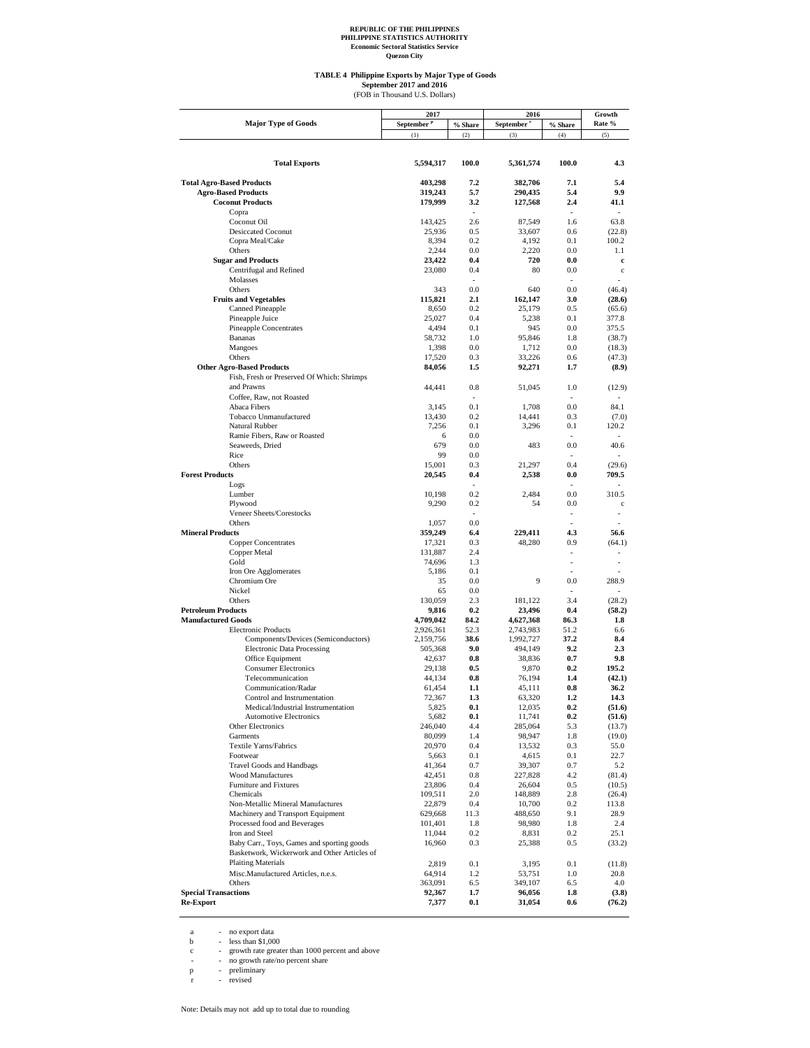REPUBLIC OF THE PHILIPPINES
PHILIPPINE STATISTICS AUTHORITY
Economic Sectoral Statistics Service
Quezon City

**TABLE 4 Philippine Exports by Major Type of Goods**
**September 2017 and 2016**
(FOB in Thousand U.S. Dollars)

| Major Type of Goods | 2017 | | 2016 | | Growth |
|---|---|---|---|---|---|
| | September [p] | % Share | September [r] | % Share | Rate % |
| | (1) | (2) | (3) | (4) | (5) |
| **Total Exports** | **5,594,317** | **100.0** | **5,361,574** | **100.0** | **4.3** |
| **Total Agro-Based Products** | **403,298** | **7.2** | **382,706** | **7.1** | **5.4** |
| **Agro-Based Products** | **319,243** | **5.7** | **290,435** | **5.4** | **9.9** |
| **Coconut Products** | **179,999** | **3.2** | **127,568** | **2.4** | **41.1** |
| Copra | | - | | - | - |
| Coconut Oil | 143,425 | 2.6 | 87,549 | 1.6 | 63.8 |
| Desiccated Coconut | 25,936 | 0.5 | 33,607 | 0.6 | (22.8) |
| Copra Meal/Cake | 8,394 | 0.2 | 4,192 | 0.1 | 100.2 |
| Others | 2,244 | 0.0 | 2,220 | 0.0 | 1.1 |
| **Sugar and Products** | **23,422** | **0.4** | **720** | **0.0** | **c** |
| Centrifugal and Refined | 23,080 | 0.4 | 80 | 0.0 | c |
| Molasses | | - | | - | - |
| Others | 343 | 0.0 | 640 | 0.0 | (46.4) |
| **Fruits and Vegetables** | **115,821** | **2.1** | **162,147** | **3.0** | **(28.6)** |
| Canned Pineapple | 8,650 | 0.2 | 25,179 | 0.5 | (65.6) |
| Pineapple Juice | 25,027 | 0.4 | 5,238 | 0.1 | 377.8 |
| Pineapple Concentrates | 4,494 | 0.1 | 945 | 0.0 | 375.5 |
| Bananas | 58,732 | 1.0 | 95,846 | 1.8 | (38.7) |
| Mangoes | 1,398 | 0.0 | 1,712 | 0.0 | (18.3) |
| Others | 17,520 | 0.3 | 33,226 | 0.6 | (47.3) |
| **Other Agro-Based Products** | **84,056** | **1.5** | **92,271** | **1.7** | **(8.9)** |
| Fish, Fresh or Preserved Of Which: Shrimps and Prawns | 44,441 | 0.8 | 51,045 | 1.0 | (12.9) |
| Coffee, Raw, not Roasted | | - | | - | - |
| Abaca Fibers | 3,145 | 0.1 | 1,708 | 0.0 | 84.1 |
| Tobacco Unmanufactured | 13,430 | 0.2 | 14,441 | 0.3 | (7.0) |
| Natural Rubber | 7,256 | 0.1 | 3,296 | 0.1 | 120.2 |
| Ramie Fibers, Raw or Roasted | 6 | 0.0 | | - | - |
| Seaweeds, Dried | 679 | 0.0 | 483 | 0.0 | 40.6 |
| Rice | 99 | 0.0 | | - | - |
| Others | 15,001 | 0.3 | 21,297 | 0.4 | (29.6) |
| **Forest Products** | **20,545** | **0.4** | **2,538** | **0.0** | **709.5** |
| Logs | | - | | - | - |
| Lumber | 10,198 | 0.2 | 2,484 | 0.0 | 310.5 |
| Plywood | 9,290 | 0.2 | 54 | 0.0 | c |
| Veneer Sheets/Corestocks | | - | | - | - |
| Others | 1,057 | 0.0 | | - | - |
| **Mineral Products** | **359,249** | **6.4** | **229,411** | **4.3** | **56.6** |
| Copper Concentrates | 17,321 | 0.3 | 48,280 | 0.9 | (64.1) |
| Copper Metal | 131,887 | 2.4 | | - | - |
| Gold | 74,696 | 1.3 | | - | - |
| Iron Ore Agglomerates | 5,186 | 0.1 | | - | - |
| Chromium Ore | 35 | 0.0 | 9 | 0.0 | 288.9 |
| Nickel | 65 | 0.0 | | - | - |
| Others | 130,059 | 2.3 | 181,122 | 3.4 | (28.2) |
| **Petroleum Products** | **9,816** | **0.2** | **23,496** | **0.4** | **(58.2)** |
| **Manufactured Goods** | **4,709,042** | **84.2** | **4,627,368** | **86.3** | **1.8** |
| Electronic Products | 2,926,361 | 52.3 | 2,743,983 | 51.2 | 6.6 |
| Components/Devices (Semiconductors) | 2,159,756 | **38.6** | 1,992,727 | **37.2** | **8.4** |
| Electronic Data Processing | 505,368 | **9.0** | 494,149 | **9.2** | **2.3** |
| Office Equipment | 42,637 | **0.8** | 38,836 | **0.7** | **9.8** |
| Consumer Electronics | 29,138 | **0.5** | 9,870 | **0.2** | **195.2** |
| Telecommunication | 44,134 | **0.8** | 76,194 | **1.4** | **(42.1)** |
| Communication/Radar | 61,454 | **1.1** | 45,111 | **0.8** | **36.2** |
| Control and Instrumentation | 72,367 | **1.3** | 63,320 | **1.2** | **14.3** |
| Medical/Industrial Instrumentation | 5,825 | **0.1** | 12,035 | **0.2** | **(51.6)** |
| Automotive Electronics | 5,682 | **0.1** | 11,741 | **0.2** | **(51.6)** |
| Other Electronics | 246,040 | 4.4 | 285,064 | 5.3 | (13.7) |
| Garments | 80,099 | 1.4 | 98,947 | 1.8 | (19.0) |
| Textile Yarns/Fabrics | 20,970 | 0.4 | 13,532 | 0.3 | 55.0 |
| Footwear | 5,663 | 0.1 | 4,615 | 0.1 | 22.7 |
| Travel Goods and Handbags | 41,364 | 0.7 | 39,307 | 0.7 | 5.2 |
| Wood Manufactures | 42,451 | 0.8 | 227,828 | 4.2 | (81.4) |
| Furniture and Fixtures | 23,806 | 0.4 | 26,604 | 0.5 | (10.5) |
| Chemicals | 109,511 | 2.0 | 148,889 | 2.8 | (26.4) |
| Non-Metallic Mineral Manufactures | 22,879 | 0.4 | 10,700 | 0.2 | 113.8 |
| Machinery and Transport Equipment | 629,668 | 11.3 | 488,650 | 9.1 | 28.9 |
| Processed food and Beverages | 101,401 | 1.8 | 98,980 | 1.8 | 2.4 |
| Iron and Steel | 11,044 | 0.2 | 8,831 | 0.2 | 25.1 |
| Baby Carr., Toys, Games and sporting goods | 16,960 | 0.3 | 25,388 | 0.5 | (33.2) |
| Basketwork, Wickerwork and Other Articles of Plaiting Materials | 2,819 | 0.1 | 3,195 | 0.1 | (11.8) |
| Misc.Manufactured Articles, n.e.s. | 64,914 | 1.2 | 53,751 | 1.0 | 20.8 |
| Others | 363,091 | 6.5 | 349,107 | 6.5 | 4.0 |
| **Special Transactions** | **92,367** | **1.7** | **96,056** | **1.8** | **(3.8)** |
| **Re-Export** | **7,377** | **0.1** | **31,054** | **0.6** | **(76.2)** |

a - no export data
b - less than $1,000
c - growth rate greater than 1000 percent and above
\- - no growth rate/no percent share
p - preliminary
r - revised

Note: Details may not add up to total due to rounding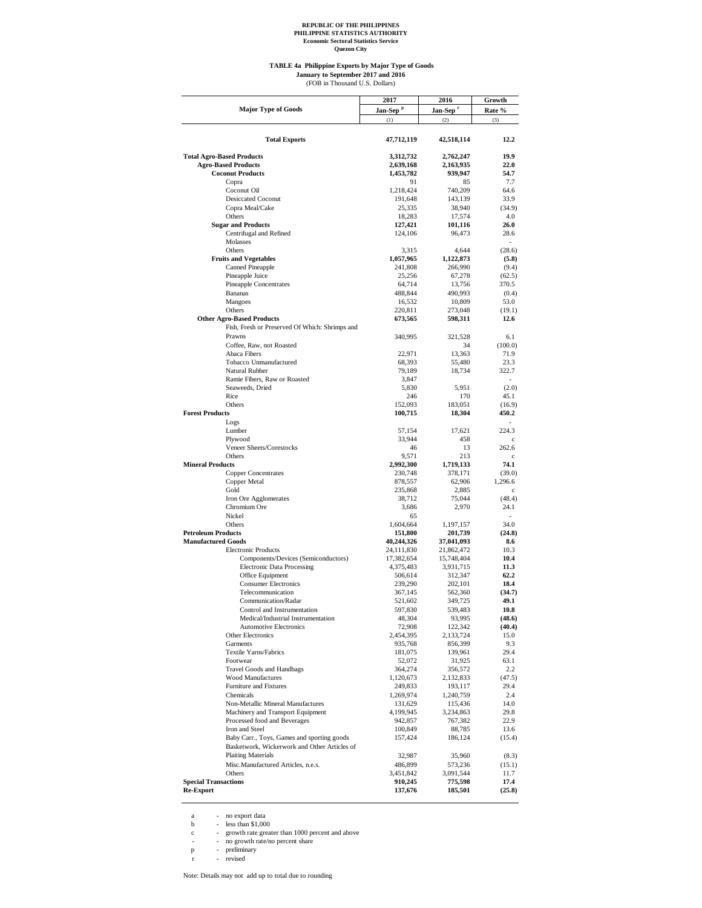**REPUBLIC OF THE PHILIPPINES**
**PHILIPPINE STATISTICS AUTHORITY**
**Economic Sectoral Statistics Service**
**Quezon City**

**TABLE 4a Philippine Exports by Major Type of Goods**
**January to September 2017 and 2016**
(FOB in Thousand U.S. Dollars)

| Major Type of Goods | 2017 Jan-Sep [p] | 2016 Jan-Sep [r] | Growth Rate % |
|---|---|---|---|
| | (1) | (2) | (3) |
| **Total Exports** | **47,712,119** | **42,518,114** | **12.2** |
| **Total Agro-Based Products** | **3,312,732** | **2,762,247** | **19.9** |
| **Agro-Based Products** | **2,639,168** | **2,163,935** | **22.0** |
| **Coconut Products** | **1,453,782** | **939,947** | **54.7** |
| Copra | 91 | 85 | 7.7 |
| Coconut Oil | 1,218,424 | 740,209 | 64.6 |
| Desiccated Coconut | 191,648 | 143,139 | 33.9 |
| Copra Meal/Cake | 25,335 | 38,940 | (34.9) |
| Others | 18,283 | 17,574 | 4.0 |
| **Sugar and Products** | **127,421** | **101,116** | **26.0** |
| Centrifugal and Refined | 124,106 | 96,473 | 28.6 |
| Molasses | | | - |
| Others | 3,315 | 4,644 | (28.6) |
| **Fruits and Vegetables** | **1,057,965** | **1,122,873** | **(5.8)** |
| Canned Pineapple | 241,808 | 266,990 | (9.4) |
| Pineapple Juice | 25,256 | 67,278 | (62.5) |
| Pineapple Concentrates | 64,714 | 13,756 | 370.5 |
| Bananas | 488,844 | 490,993 | (0.4) |
| Mangoes | 16,532 | 10,809 | 53.0 |
| Others | 220,811 | 273,048 | (19.1) |
| **Other Agro-Based Products** | **673,565** | **598,311** | **12.6** |
| Fish, Fresh or Preserved Of Which: Shrimps and Prawns | 340,995 | 321,528 | 6.1 |
| Coffee, Raw, not Roasted | | 34 | (100.0) |
| Abaca Fibers | 22,971 | 13,363 | 71.9 |
| Tobacco Unmanufactured | 68,393 | 55,480 | 23.3 |
| Natural Rubber | 79,189 | 18,734 | 322.7 |
| Ramie Fibers, Raw or Roasted | 3,847 | | - |
| Seaweeds, Dried | 5,830 | 5,951 | (2.0) |
| Rice | 246 | 170 | 45.1 |
| Others | 152,093 | 183,051 | (16.9) |
| **Forest Products** | **100,715** | **18,304** | **450.2** |
| Logs | | | - |
| Lumber | 57,154 | 17,621 | 224.3 |
| Plywood | 33,944 | 458 | c |
| Veneer Sheets/Corestocks | 46 | 13 | 262.6 |
| Others | 9,571 | 213 | c |
| **Mineral Products** | **2,992,300** | **1,719,133** | **74.1** |
| Copper Concentrates | 230,748 | 378,171 | (39.0) |
| Copper Metal | 878,557 | 62,906 | 1,296.6 |
| Gold | 235,868 | 2,885 | c |
| Iron Ore Agglomerates | 38,712 | 75,044 | (48.4) |
| Chromium Ore | 3,686 | 2,970 | 24.1 |
| Nickel | 65 | | - |
| Others | 1,604,664 | 1,197,157 | 34.0 |
| **Petroleum Products** | **151,800** | **201,739** | **(24.8)** |
| **Manufactured Goods** | **40,244,326** | **37,041,093** | **8.6** |
| Electronic Products | 24,111,830 | 21,862,472 | 10.3 |
| Components/Devices (Semiconductors) | 17,382,654 | 15,748,404 | **10.4** |
| Electronic Data Processing | 4,375,483 | 3,931,715 | **11.3** |
| Office Equipment | 506,614 | 312,347 | **62.2** |
| Consumer Electronics | 239,290 | 202,101 | **18.4** |
| Telecommunication | 367,145 | 562,360 | **(34.7)** |
| Communication/Radar | 521,602 | 349,725 | **49.1** |
| Control and Instrumentation | 597,830 | 539,483 | **10.8** |
| Medical/Industrial Instrumentation | 48,304 | 93,995 | **(48.6)** |
| Automotive Electronics | 72,908 | 122,342 | **(40.4)** |
| Other Electronics | 2,454,395 | 2,133,724 | 15.0 |
| Garments | 935,768 | 856,399 | 9.3 |
| Textile Yarns/Fabrics | 181,075 | 139,961 | 29.4 |
| Footwear | 52,072 | 31,925 | 63.1 |
| Travel Goods and Handbags | 364,274 | 356,572 | 2.2 |
| Wood Manufactures | 1,120,673 | 2,132,833 | (47.5) |
| Furniture and Fixtures | 249,833 | 193,117 | 29.4 |
| Chemicals | 1,269,974 | 1,240,759 | 2.4 |
| Non-Metallic Mineral Manufactures | 131,629 | 115,436 | 14.0 |
| Machinery and Transport Equipment | 4,199,945 | 3,234,863 | 29.8 |
| Processed food and Beverages | 942,857 | 767,382 | 22.9 |
| Iron and Steel | 100,849 | 88,785 | 13.6 |
| Baby Carr., Toys, Games and sporting goods | 157,424 | 186,124 | (15.4) |
| Basketwork, Wickerwork and Other Articles of Plaiting Materials | 32,987 | 35,960 | (8.3) |
| Misc.Manufactured Articles, n.e.s. | 486,899 | 573,236 | (15.1) |
| Others | 3,451,842 | 3,091,544 | 11.7 |
| **Special Transactions** | **910,245** | **775,598** | **17.4** |
| **Re-Export** | **137,676** | **185,501** | **(25.8)** |

a - no export data
b - less than $1,000
c - growth rate greater than 1000 percent and above
\- - no growth rate/no percent share
p - preliminary
r - revised

Note: Details may not add up to total due to rounding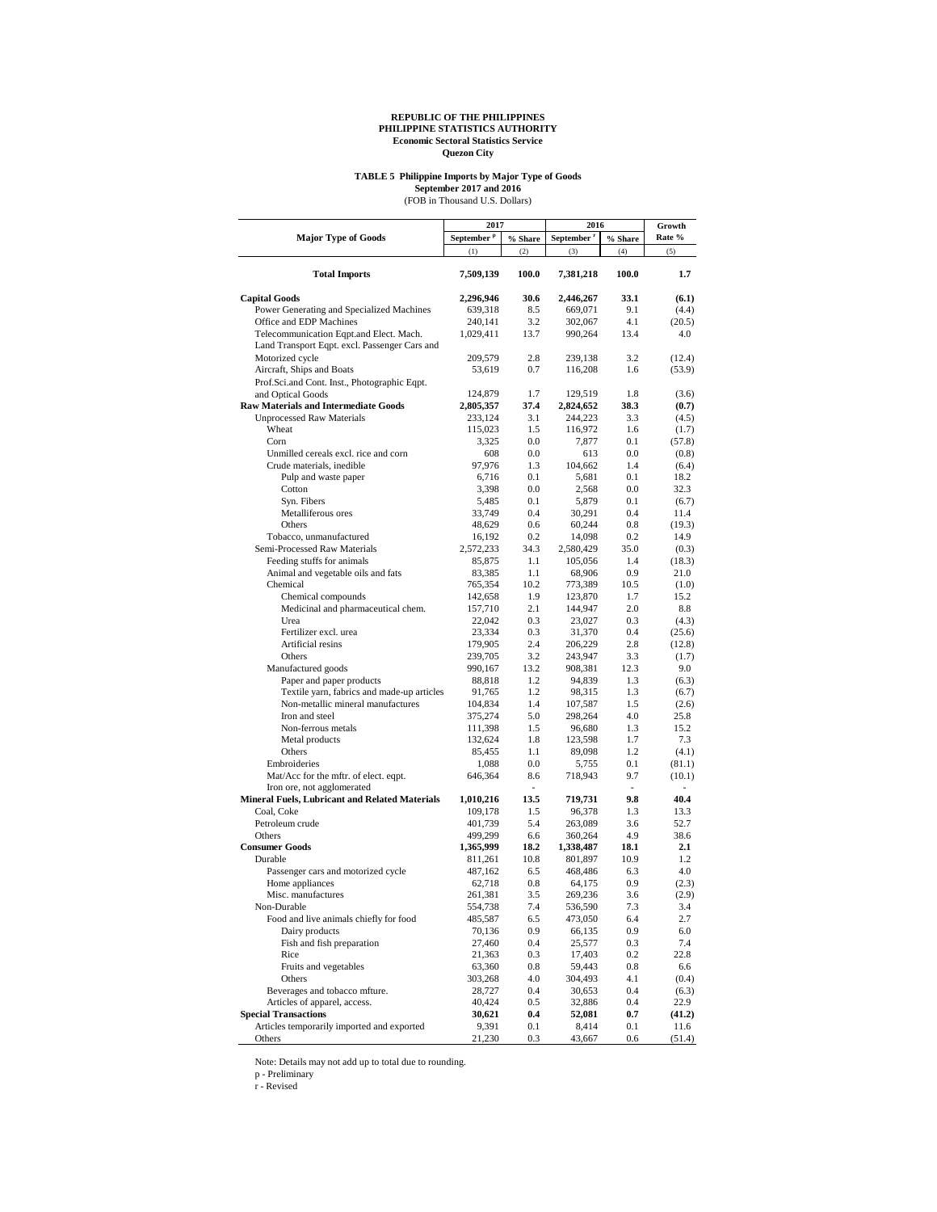**REPUBLIC OF THE PHILIPPINES**
**PHILIPPINE STATISTICS AUTHORITY**
**Economic Sectoral Statistics Service**
**Quezon City**

**TABLE 5 Philippine Imports by Major Type of Goods**
**September 2017 and 2016**
(FOB in Thousand U.S. Dollars)

| Major Type of Goods | 2017 | | 2016 | | Growth Rate % |
|---|---|---|---|---|---|
| | September [p] | % Share | September [r] | % Share | |
| | (1) | (2) | (3) | (4) | (5) |
| **Total Imports** | **7,509,139** | **100.0** | **7,381,218** | **100.0** | **1.7** |
| **Capital Goods** | **2,296,946** | **30.6** | **2,446,267** | **33.1** | **(6.1)** |
| Power Generating and Specialized Machines | 639,318 | 8.5 | 669,071 | 9.1 | (4.4) |
| Office and EDP Machines | 240,141 | 3.2 | 302,067 | 4.1 | (20.5) |
| Telecommunication Eqpt.and Elect. Mach. | 1,029,411 | 13.7 | 990,264 | 13.4 | 4.0 |
| Land Transport Eqpt. excl. Passenger Cars and Motorized cycle | 209,579 | 2.8 | 239,138 | 3.2 | (12.4) |
| Aircraft, Ships and Boats | 53,619 | 0.7 | 116,208 | 1.6 | (53.9) |
| Prof.Sci.and Cont. Inst., Photographic Eqpt. and Optical Goods | 124,879 | 1.7 | 129,519 | 1.8 | (3.6) |
| **Raw Materials and Intermediate Goods** | **2,805,357** | **37.4** | **2,824,652** | **38.3** | **(0.7)** |
| Unprocessed Raw Materials | 233,124 | 3.1 | 244,223 | 3.3 | (4.5) |
| Wheat | 115,023 | 1.5 | 116,972 | 1.6 | (1.7) |
| Corn | 3,325 | 0.0 | 7,877 | 0.1 | (57.8) |
| Unmilled cereals excl. rice and corn | 608 | 0.0 | 613 | 0.0 | (0.8) |
| Crude materials, inedible | 97,976 | 1.3 | 104,662 | 1.4 | (6.4) |
| Pulp and waste paper | 6,716 | 0.1 | 5,681 | 0.1 | 18.2 |
| Cotton | 3,398 | 0.0 | 2,568 | 0.0 | 32.3 |
| Syn. Fibers | 5,485 | 0.1 | 5,879 | 0.1 | (6.7) |
| Metalliferous ores | 33,749 | 0.4 | 30,291 | 0.4 | 11.4 |
| Others | 48,629 | 0.6 | 60,244 | 0.8 | (19.3) |
| Tobacco, unmanufactured | 16,192 | 0.2 | 14,098 | 0.2 | 14.9 |
| Semi-Processed Raw Materials | 2,572,233 | 34.3 | 2,580,429 | 35.0 | (0.3) |
| Feeding stuffs for animals | 85,875 | 1.1 | 105,056 | 1.4 | (18.3) |
| Animal and vegetable oils and fats | 83,385 | 1.1 | 68,906 | 0.9 | 21.0 |
| Chemical | 765,354 | 10.2 | 773,389 | 10.5 | (1.0) |
| Chemical compounds | 142,658 | 1.9 | 123,870 | 1.7 | 15.2 |
| Medicinal and pharmaceutical chem. | 157,710 | 2.1 | 144,947 | 2.0 | 8.8 |
| Urea | 22,042 | 0.3 | 23,027 | 0.3 | (4.3) |
| Fertilizer excl. urea | 23,334 | 0.3 | 31,370 | 0.4 | (25.6) |
| Artificial resins | 179,905 | 2.4 | 206,229 | 2.8 | (12.8) |
| Others | 239,705 | 3.2 | 243,947 | 3.3 | (1.7) |
| Manufactured goods | 990,167 | 13.2 | 908,381 | 12.3 | 9.0 |
| Paper and paper products | 88,818 | 1.2 | 94,839 | 1.3 | (6.3) |
| Textile yarn, fabrics and made-up articles | 91,765 | 1.2 | 98,315 | 1.3 | (6.7) |
| Non-metallic mineral manufactures | 104,834 | 1.4 | 107,587 | 1.5 | (2.6) |
| Iron and steel | 375,274 | 5.0 | 298,264 | 4.0 | 25.8 |
| Non-ferrous metals | 111,398 | 1.5 | 96,680 | 1.3 | 15.2 |
| Metal products | 132,624 | 1.8 | 123,598 | 1.7 | 7.3 |
| Others | 85,455 | 1.1 | 89,098 | 1.2 | (4.1) |
| Embroideries | 1,088 | 0.0 | 5,755 | 0.1 | (81.1) |
| Mat/Acc for the mftr. of elect. eqpt. | 646,364 | 8.6 | 718,943 | 9.7 | (10.1) |
| Iron ore, not agglomerated | | - | | - | - |
| **Mineral Fuels, Lubricant and Related Materials** | **1,010,216** | **13.5** | **719,731** | **9.8** | **40.4** |
| Coal, Coke | 109,178 | 1.5 | 96,378 | 1.3 | 13.3 |
| Petroleum crude | 401,739 | 5.4 | 263,089 | 3.6 | 52.7 |
| Others | 499,299 | 6.6 | 360,264 | 4.9 | 38.6 |
| **Consumer Goods** | **1,365,999** | **18.2** | **1,338,487** | **18.1** | **2.1** |
| Durable | 811,261 | 10.8 | 801,897 | 10.9 | 1.2 |
| Passenger cars and motorized cycle | 487,162 | 6.5 | 468,486 | 6.3 | 4.0 |
| Home appliances | 62,718 | 0.8 | 64,175 | 0.9 | (2.3) |
| Misc. manufactures | 261,381 | 3.5 | 269,236 | 3.6 | (2.9) |
| Non-Durable | 554,738 | 7.4 | 536,590 | 7.3 | 3.4 |
| Food and live animals chiefly for food | 485,587 | 6.5 | 473,050 | 6.4 | 2.7 |
| Dairy products | 70,136 | 0.9 | 66,135 | 0.9 | 6.0 |
| Fish and fish preparation | 27,460 | 0.4 | 25,577 | 0.3 | 7.4 |
| Rice | 21,363 | 0.3 | 17,403 | 0.2 | 22.8 |
| Fruits and vegetables | 63,360 | 0.8 | 59,443 | 0.8 | 6.6 |
| Others | 303,268 | 4.0 | 304,493 | 4.1 | (0.4) |
| Beverages and tobacco mfture. | 28,727 | 0.4 | 30,653 | 0.4 | (6.3) |
| Articles of apparel, access. | 40,424 | 0.5 | 32,886 | 0.4 | 22.9 |
| **Special Transactions** | **30,621** | **0.4** | **52,081** | **0.7** | **(41.2)** |
| Articles temporarily imported and exported | 9,391 | 0.1 | 8,414 | 0.1 | 11.6 |
| Others | 21,230 | 0.3 | 43,667 | 0.6 | (51.4) |

Note: Details may not add up to total due to rounding.

p - Preliminary

r - Revised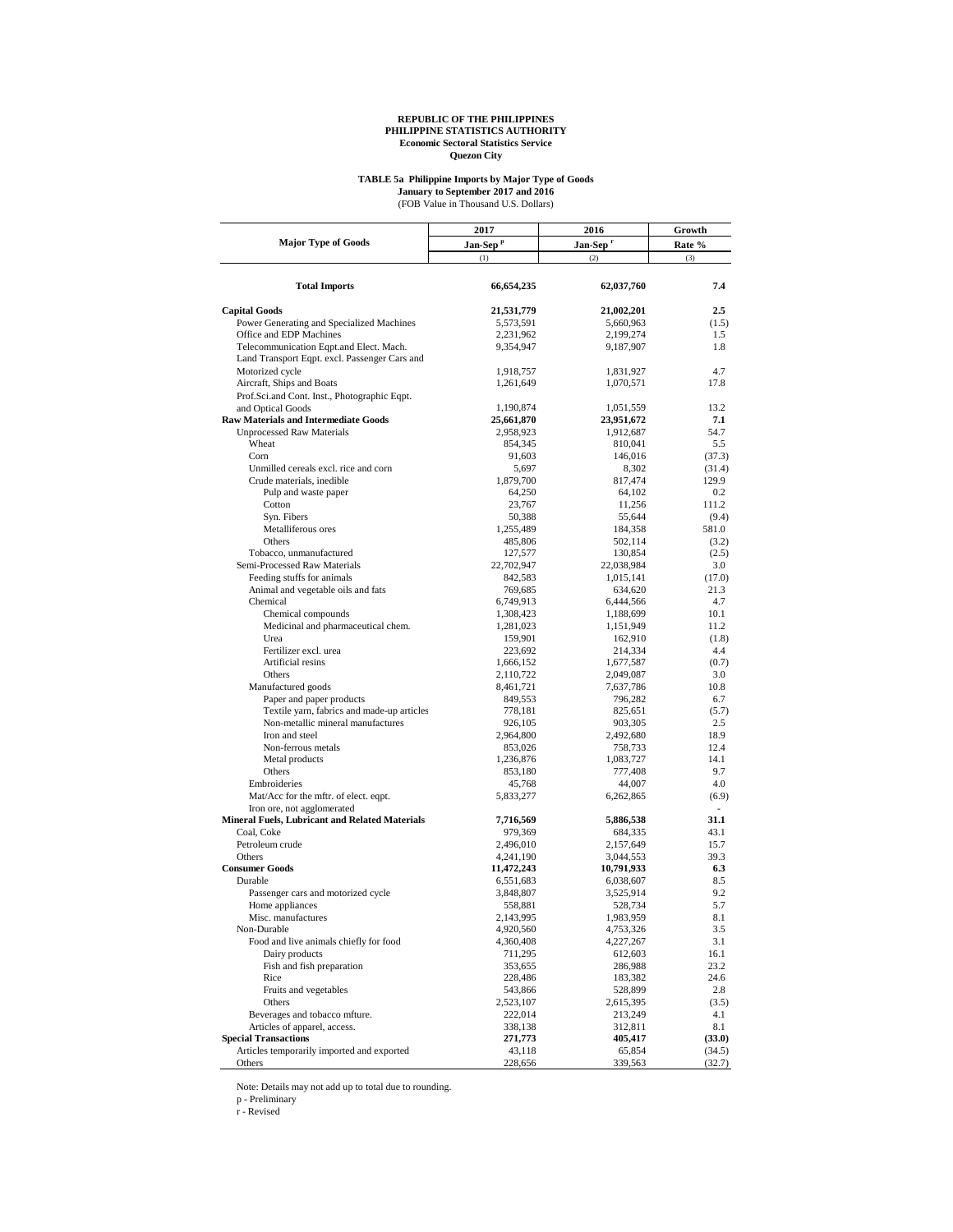**REPUBLIC OF THE PHILIPPINES**
**PHILIPPINE STATISTICS AUTHORITY**
**Economic Sectoral Statistics Service**
**Quezon City**

**TABLE 5a Philippine Imports by Major Type of Goods**
**January to September 2017 and 2016**
(FOB Value in Thousand U.S. Dollars)

| Major Type of Goods | 2017 Jan-Sep [p] | 2016 Jan-Sep [r] | Growth Rate % |
|---|---|---|---|
| | (1) | (2) | (3) |
| **Total Imports** | **66,654,235** | **62,037,760** | **7.4** |
| **Capital Goods** | **21,531,779** | **21,002,201** | **2.5** |
| Power Generating and Specialized Machines | 5,573,591 | 5,660,963 | (1.5) |
| Office and EDP Machines | 2,231,962 | 2,199,274 | 1.5 |
| Telecommunication Eqpt.and Elect. Mach. | 9,354,947 | 9,187,907 | 1.8 |
| Land Transport Eqpt. excl. Passenger Cars and Motorized cycle | 1,918,757 | 1,831,927 | 4.7 |
| Aircraft, Ships and Boats | 1,261,649 | 1,070,571 | 17.8 |
| Prof.Sci.and Cont. Inst., Photographic Eqpt. and Optical Goods | 1,190,874 | 1,051,559 | 13.2 |
| **Raw Materials and Intermediate Goods** | **25,661,870** | **23,951,672** | **7.1** |
| Unprocessed Raw Materials | 2,958,923 | 1,912,687 | 54.7 |
| Wheat | 854,345 | 810,041 | 5.5 |
| Corn | 91,603 | 146,016 | (37.3) |
| Unmilled cereals excl. rice and corn | 5,697 | 8,302 | (31.4) |
| Crude materials, inedible | 1,879,700 | 817,474 | 129.9 |
| Pulp and waste paper | 64,250 | 64,102 | 0.2 |
| Cotton | 23,767 | 11,256 | 111.2 |
| Syn. Fibers | 50,388 | 55,644 | (9.4) |
| Metalliferous ores | 1,255,489 | 184,358 | 581.0 |
| Others | 485,806 | 502,114 | (3.2) |
| Tobacco, unmanufactured | 127,577 | 130,854 | (2.5) |
| Semi-Processed Raw Materials | 22,702,947 | 22,038,984 | 3.0 |
| Feeding stuffs for animals | 842,583 | 1,015,141 | (17.0) |
| Animal and vegetable oils and fats | 769,685 | 634,620 | 21.3 |
| Chemical | 6,749,913 | 6,444,566 | 4.7 |
| Chemical compounds | 1,308,423 | 1,188,699 | 10.1 |
| Medicinal and pharmaceutical chem. | 1,281,023 | 1,151,949 | 11.2 |
| Urea | 159,901 | 162,910 | (1.8) |
| Fertilizer excl. urea | 223,692 | 214,334 | 4.4 |
| Artificial resins | 1,666,152 | 1,677,587 | (0.7) |
| Others | 2,110,722 | 2,049,087 | 3.0 |
| Manufactured goods | 8,461,721 | 7,637,786 | 10.8 |
| Paper and paper products | 849,553 | 796,282 | 6.7 |
| Textile yarn, fabrics and made-up articles | 778,181 | 825,651 | (5.7) |
| Non-metallic mineral manufactures | 926,105 | 903,305 | 2.5 |
| Iron and steel | 2,964,800 | 2,492,680 | 18.9 |
| Non-ferrous metals | 853,026 | 758,733 | 12.4 |
| Metal products | 1,236,876 | 1,083,727 | 14.1 |
| Others | 853,180 | 777,408 | 9.7 |
| Embroideries | 45,768 | 44,007 | 4.0 |
| Mat/Acc for the mftr. of elect. eqpt. | 5,833,277 | 6,262,865 | (6.9) |
| Iron ore, not agglomerated | | | - |
| **Mineral Fuels, Lubricant and Related Materials** | **7,716,569** | **5,886,538** | **31.1** |
| Coal, Coke | 979,369 | 684,335 | 43.1 |
| Petroleum crude | 2,496,010 | 2,157,649 | 15.7 |
| Others | 4,241,190 | 3,044,553 | 39.3 |
| **Consumer Goods** | **11,472,243** | **10,791,933** | **6.3** |
| Durable | 6,551,683 | 6,038,607 | 8.5 |
| Passenger cars and motorized cycle | 3,848,807 | 3,525,914 | 9.2 |
| Home appliances | 558,881 | 528,734 | 5.7 |
| Misc. manufactures | 2,143,995 | 1,983,959 | 8.1 |
| Non-Durable | 4,920,560 | 4,753,326 | 3.5 |
| Food and live animals chiefly for food | 4,360,408 | 4,227,267 | 3.1 |
| Dairy products | 711,295 | 612,603 | 16.1 |
| Fish and fish preparation | 353,655 | 286,988 | 23.2 |
| Rice | 228,486 | 183,382 | 24.6 |
| Fruits and vegetables | 543,866 | 528,899 | 2.8 |
| Others | 2,523,107 | 2,615,395 | (3.5) |
| Beverages and tobacco mfture. | 222,014 | 213,249 | 4.1 |
| Articles of apparel, access. | 338,138 | 312,811 | 8.1 |
| **Special Transactions** | **271,773** | **405,417** | **(33.0)** |
| Articles temporarily imported and exported | 43,118 | 65,854 | (34.5) |
| Others | 228,656 | 339,563 | (32.7) |

Note: Details may not add up to total due to rounding.

p - Preliminary

r - Revised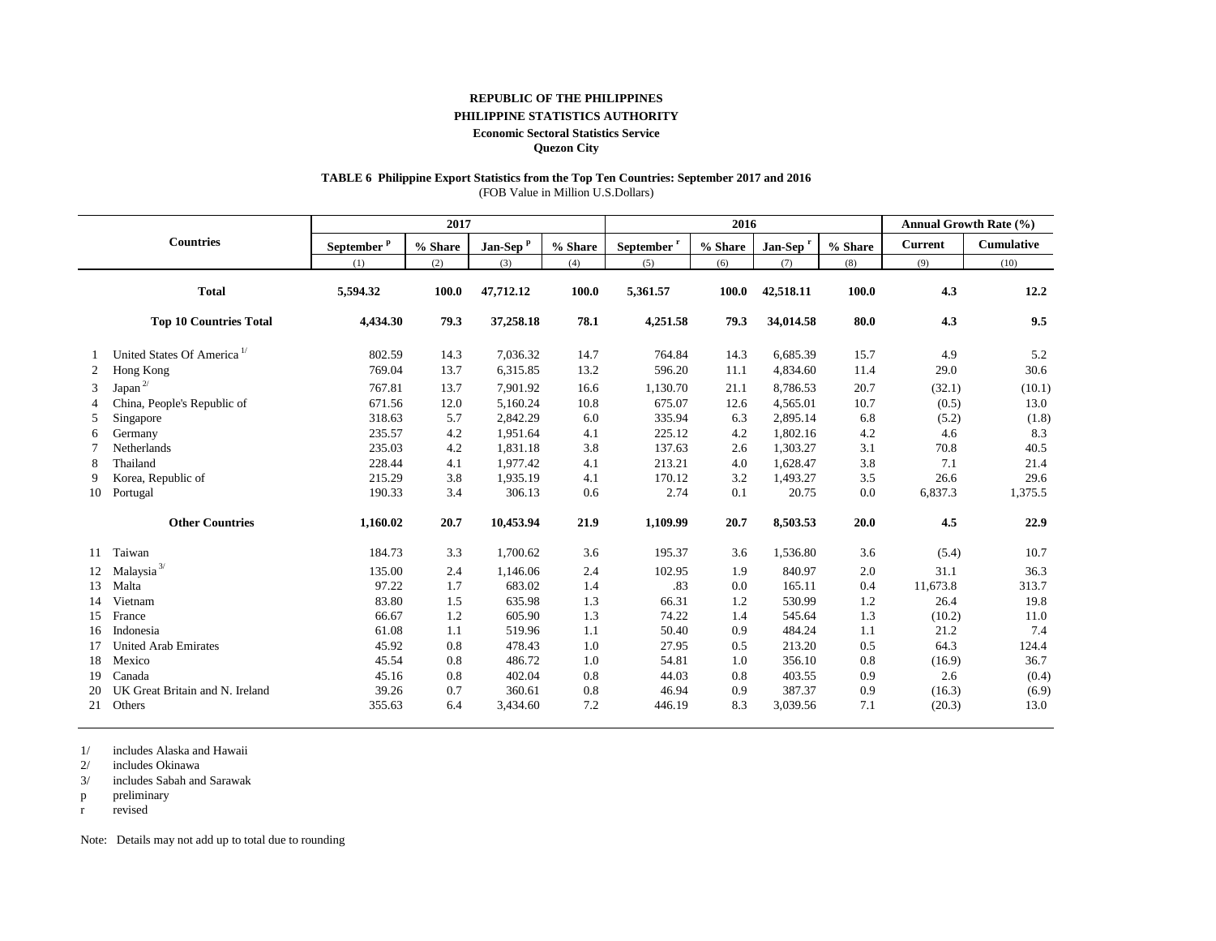**REPUBLIC OF THE PHILIPPINES**

**PHILIPPINE STATISTICS AUTHORITY**

**Economic Sectoral Statistics Service**

**Quezon City**

**TABLE 6 Philippine Export Statistics from the Top Ten Countries: September 2017 and 2016**

(FOB Value in Million U.S.Dollars)

| | Countries | 2017 | | | | 2016 | | | | Annual Growth Rate (%) | |
|---|---|---|---|---|---|---|---|---|---|---|---|
| | | September p | % Share | Jan-Sep p | % Share | September r | % Share | Jan-Sep r | % Share | Current | Cumulative |
| | | (1) | (2) | (3) | (4) | (5) | (6) | (7) | (8) | (9) | (10) |
| | **Total** | **5,594.32** | **100.0** | **47,712.12** | **100.0** | **5,361.57** | **100.0** | **42,518.11** | **100.0** | **4.3** | **12.2** |
| | **Top 10 Countries Total** | **4,434.30** | **79.3** | **37,258.18** | **78.1** | **4,251.58** | **79.3** | **34,014.58** | **80.0** | **4.3** | **9.5** |
| 1 | United States Of America 1/ | 802.59 | 14.3 | 7,036.32 | 14.7 | 764.84 | 14.3 | 6,685.39 | 15.7 | 4.9 | 5.2 |
| 2 | Hong Kong | 769.04 | 13.7 | 6,315.85 | 13.2 | 596.20 | 11.1 | 4,834.60 | 11.4 | 29.0 | 30.6 |
| 3 | Japan 2/ | 767.81 | 13.7 | 7,901.92 | 16.6 | 1,130.70 | 21.1 | 8,786.53 | 20.7 | (32.1) | (10.1) |
| 4 | China, People's Republic of | 671.56 | 12.0 | 5,160.24 | 10.8 | 675.07 | 12.6 | 4,565.01 | 10.7 | (0.5) | 13.0 |
| 5 | Singapore | 318.63 | 5.7 | 2,842.29 | 6.0 | 335.94 | 6.3 | 2,895.14 | 6.8 | (5.2) | (1.8) |
| 6 | Germany | 235.57 | 4.2 | 1,951.64 | 4.1 | 225.12 | 4.2 | 1,802.16 | 4.2 | 4.6 | 8.3 |
| 7 | Netherlands | 235.03 | 4.2 | 1,831.18 | 3.8 | 137.63 | 2.6 | 1,303.27 | 3.1 | 70.8 | 40.5 |
| 8 | Thailand | 228.44 | 4.1 | 1,977.42 | 4.1 | 213.21 | 4.0 | 1,628.47 | 3.8 | 7.1 | 21.4 |
| 9 | Korea, Republic of | 215.29 | 3.8 | 1,935.19 | 4.1 | 170.12 | 3.2 | 1,493.27 | 3.5 | 26.6 | 29.6 |
| 10 | Portugal | 190.33 | 3.4 | 306.13 | 0.6 | 2.74 | 0.1 | 20.75 | 0.0 | 6,837.3 | 1,375.5 |
| | **Other Countries** | **1,160.02** | **20.7** | **10,453.94** | **21.9** | **1,109.99** | **20.7** | **8,503.53** | **20.0** | **4.5** | **22.9** |
| 11 | Taiwan | 184.73 | 3.3 | 1,700.62 | 3.6 | 195.37 | 3.6 | 1,536.80 | 3.6 | (5.4) | 10.7 |
| 12 | Malaysia 3/ | 135.00 | 2.4 | 1,146.06 | 2.4 | 102.95 | 1.9 | 840.97 | 2.0 | 31.1 | 36.3 |
| 13 | Malta | 97.22 | 1.7 | 683.02 | 1.4 | .83 | 0.0 | 165.11 | 0.4 | 11,673.8 | 313.7 |
| 14 | Vietnam | 83.80 | 1.5 | 635.98 | 1.3 | 66.31 | 1.2 | 530.99 | 1.2 | 26.4 | 19.8 |
| 15 | France | 66.67 | 1.2 | 605.90 | 1.3 | 74.22 | 1.4 | 545.64 | 1.3 | (10.2) | 11.0 |
| 16 | Indonesia | 61.08 | 1.1 | 519.96 | 1.1 | 50.40 | 0.9 | 484.24 | 1.1 | 21.2 | 7.4 |
| 17 | United Arab Emirates | 45.92 | 0.8 | 478.43 | 1.0 | 27.95 | 0.5 | 213.20 | 0.5 | 64.3 | 124.4 |
| 18 | Mexico | 45.54 | 0.8 | 486.72 | 1.0 | 54.81 | 1.0 | 356.10 | 0.8 | (16.9) | 36.7 |
| 19 | Canada | 45.16 | 0.8 | 402.04 | 0.8 | 44.03 | 0.8 | 403.55 | 0.9 | 2.6 | (0.4) |
| 20 | UK Great Britain and N. Ireland | 39.26 | 0.7 | 360.61 | 0.8 | 46.94 | 0.9 | 387.37 | 0.9 | (16.3) | (6.9) |
| 21 | Others | 355.63 | 6.4 | 3,434.60 | 7.2 | 446.19 | 8.3 | 3,039.56 | 7.1 | (20.3) | 13.0 |

1/ includes Alaska and Hawaii

2/ includes Okinawa

3/ includes Sabah and Sarawak

p preliminary

r revised

Note: Details may not add up to total due to rounding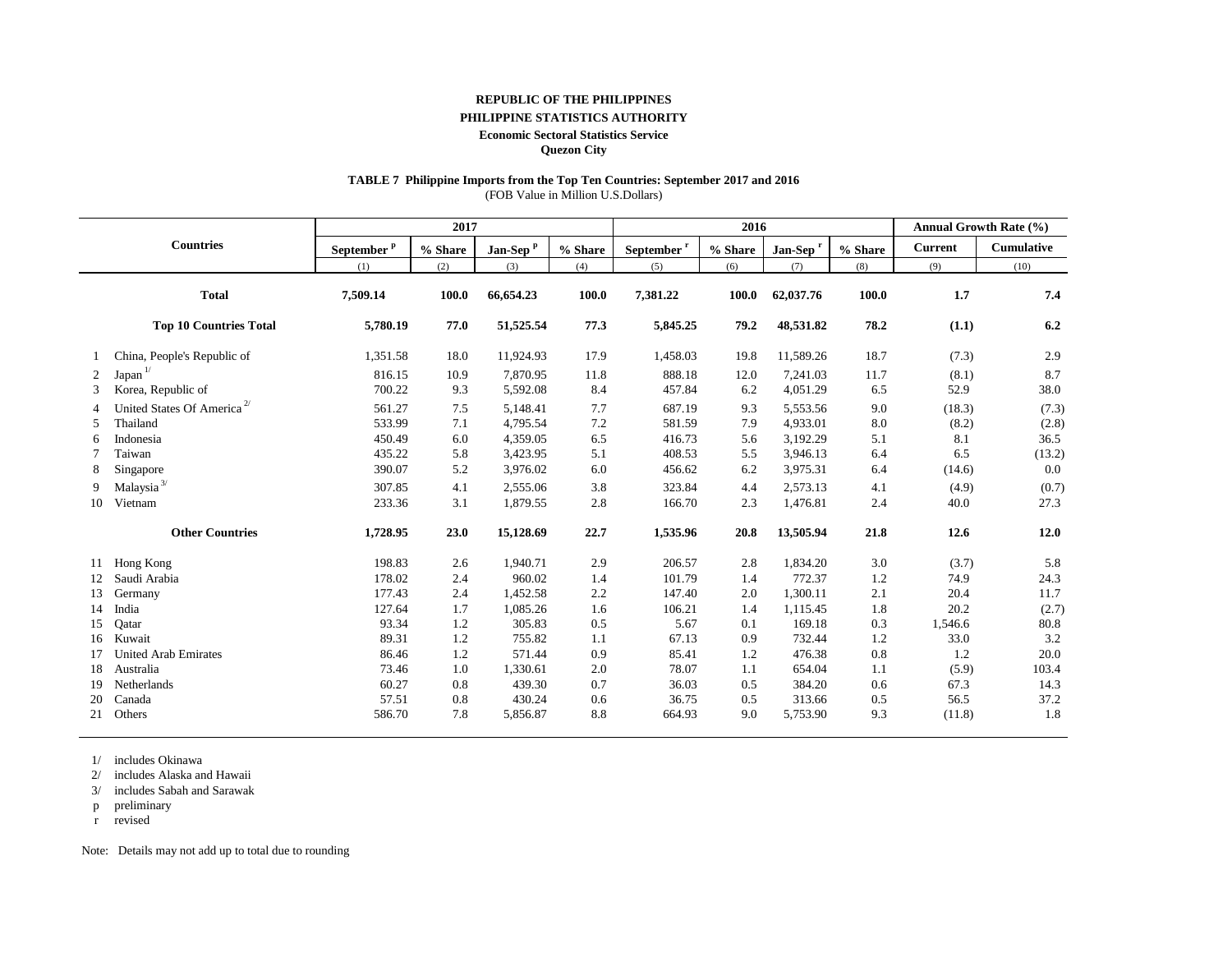**REPUBLIC OF THE PHILIPPINES**

**PHILIPPINE STATISTICS AUTHORITY**

**Economic Sectoral Statistics Service**

**Quezon City**

**TABLE 7 Philippine Imports from the Top Ten Countries: September 2017 and 2016**

(FOB Value in Million U.S.Dollars)

| | Countries | 2017 | | | | 2016 | | | | Annual Growth Rate (%) | |
|---|---|---|---|---|---|---|---|---|---|---|---|
| | | September p | % Share | Jan-Sep p | % Share | September r | % Share | Jan-Sep r | % Share | Current | Cumulative |
| | | (1) | (2) | (3) | (4) | (5) | (6) | (7) | (8) | (9) | (10) |
| | **Total** | **7,509.14** | **100.0** | **66,654.23** | **100.0** | **7,381.22** | **100.0** | **62,037.76** | **100.0** | **1.7** | **7.4** |
| | **Top 10 Countries Total** | **5,780.19** | **77.0** | **51,525.54** | **77.3** | **5,845.25** | **79.2** | **48,531.82** | **78.2** | **(1.1)** | **6.2** |
| 1 | China, People's Republic of | 1,351.58 | 18.0 | 11,924.93 | 17.9 | 1,458.03 | 19.8 | 11,589.26 | 18.7 | (7.3) | 2.9 |
| 2 | Japan 1/ | 816.15 | 10.9 | 7,870.95 | 11.8 | 888.18 | 12.0 | 7,241.03 | 11.7 | (8.1) | 8.7 |
| 3 | Korea, Republic of | 700.22 | 9.3 | 5,592.08 | 8.4 | 457.84 | 6.2 | 4,051.29 | 6.5 | 52.9 | 38.0 |
| 4 | United States Of America 2/ | 561.27 | 7.5 | 5,148.41 | 7.7 | 687.19 | 9.3 | 5,553.56 | 9.0 | (18.3) | (7.3) |
| 5 | Thailand | 533.99 | 7.1 | 4,795.54 | 7.2 | 581.59 | 7.9 | 4,933.01 | 8.0 | (8.2) | (2.8) |
| 6 | Indonesia | 450.49 | 6.0 | 4,359.05 | 6.5 | 416.73 | 5.6 | 3,192.29 | 5.1 | 8.1 | 36.5 |
| 7 | Taiwan | 435.22 | 5.8 | 3,423.95 | 5.1 | 408.53 | 5.5 | 3,946.13 | 6.4 | 6.5 | (13.2) |
| 8 | Singapore | 390.07 | 5.2 | 3,976.02 | 6.0 | 456.62 | 6.2 | 3,975.31 | 6.4 | (14.6) | 0.0 |
| 9 | Malaysia 3/ | 307.85 | 4.1 | 2,555.06 | 3.8 | 323.84 | 4.4 | 2,573.13 | 4.1 | (4.9) | (0.7) |
| 10 | Vietnam | 233.36 | 3.1 | 1,879.55 | 2.8 | 166.70 | 2.3 | 1,476.81 | 2.4 | 40.0 | 27.3 |
| | **Other Countries** | **1,728.95** | **23.0** | **15,128.69** | **22.7** | **1,535.96** | **20.8** | **13,505.94** | **21.8** | **12.6** | **12.0** |
| 11 | Hong Kong | 198.83 | 2.6 | 1,940.71 | 2.9 | 206.57 | 2.8 | 1,834.20 | 3.0 | (3.7) | 5.8 |
| 12 | Saudi Arabia | 178.02 | 2.4 | 960.02 | 1.4 | 101.79 | 1.4 | 772.37 | 1.2 | 74.9 | 24.3 |
| 13 | Germany | 177.43 | 2.4 | 1,452.58 | 2.2 | 147.40 | 2.0 | 1,300.11 | 2.1 | 20.4 | 11.7 |
| 14 | India | 127.64 | 1.7 | 1,085.26 | 1.6 | 106.21 | 1.4 | 1,115.45 | 1.8 | 20.2 | (2.7) |
| 15 | Qatar | 93.34 | 1.2 | 305.83 | 0.5 | 5.67 | 0.1 | 169.18 | 0.3 | 1,546.6 | 80.8 |
| 16 | Kuwait | 89.31 | 1.2 | 755.82 | 1.1 | 67.13 | 0.9 | 732.44 | 1.2 | 33.0 | 3.2 |
| 17 | United Arab Emirates | 86.46 | 1.2 | 571.44 | 0.9 | 85.41 | 1.2 | 476.38 | 0.8 | 1.2 | 20.0 |
| 18 | Australia | 73.46 | 1.0 | 1,330.61 | 2.0 | 78.07 | 1.1 | 654.04 | 1.1 | (5.9) | 103.4 |
| 19 | Netherlands | 60.27 | 0.8 | 439.30 | 0.7 | 36.03 | 0.5 | 384.20 | 0.6 | 67.3 | 14.3 |
| 20 | Canada | 57.51 | 0.8 | 430.24 | 0.6 | 36.75 | 0.5 | 313.66 | 0.5 | 56.5 | 37.2 |
| 21 | Others | 586.70 | 7.8 | 5,856.87 | 8.8 | 664.93 | 9.0 | 5,753.90 | 9.3 | (11.8) | 1.8 |

1/ includes Okinawa

2/ includes Alaska and Hawaii

3/ includes Sabah and Sarawak

p preliminary

r revised

Note: Details may not add up to total due to rounding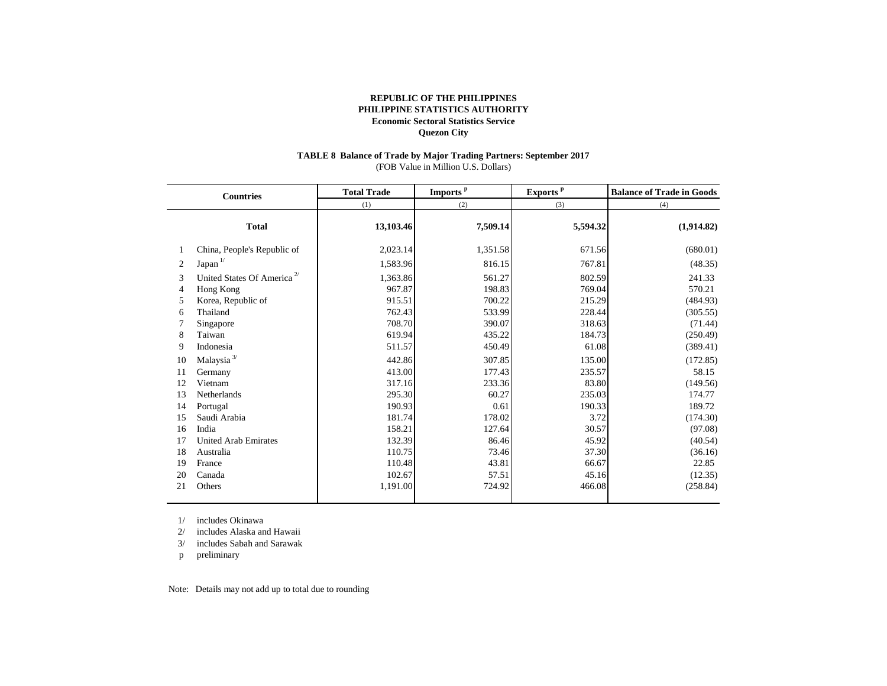**REPUBLIC OF THE PHILIPPINES**
**PHILIPPINE STATISTICS AUTHORITY**
**Economic Sectoral Statistics Service**
**Quezon City**

**TABLE 8 Balance of Trade by Major Trading Partners: September 2017**
(FOB Value in Million U.S. Dollars)

| | Countries | Total Trade | Imports [p] | Exports [p] | Balance of Trade in Goods |
|---|---|---|---|---|---|
| | | (1) | (2) | (3) | (4) |
| | **Total** | **13,103.46** | **7,509.14** | **5,594.32** | **(1,914.82)** |
| 1 | China, People's Republic of | 2,023.14 | 1,351.58 | 671.56 | (680.01) |
| 2 | Japan [1/] | 1,583.96 | 816.15 | 767.81 | (48.35) |
| 3 | United States Of America [2/] | 1,363.86 | 561.27 | 802.59 | 241.33 |
| 4 | Hong Kong | 967.87 | 198.83 | 769.04 | 570.21 |
| 5 | Korea, Republic of | 915.51 | 700.22 | 215.29 | (484.93) |
| 6 | Thailand | 762.43 | 533.99 | 228.44 | (305.55) |
| 7 | Singapore | 708.70 | 390.07 | 318.63 | (71.44) |
| 8 | Taiwan | 619.94 | 435.22 | 184.73 | (250.49) |
| 9 | Indonesia | 511.57 | 450.49 | 61.08 | (389.41) |
| 10 | Malaysia [3/] | 442.86 | 307.85 | 135.00 | (172.85) |
| 11 | Germany | 413.00 | 177.43 | 235.57 | 58.15 |
| 12 | Vietnam | 317.16 | 233.36 | 83.80 | (149.56) |
| 13 | Netherlands | 295.30 | 60.27 | 235.03 | 174.77 |
| 14 | Portugal | 190.93 | 0.61 | 190.33 | 189.72 |
| 15 | Saudi Arabia | 181.74 | 178.02 | 3.72 | (174.30) |
| 16 | India | 158.21 | 127.64 | 30.57 | (97.08) |
| 17 | United Arab Emirates | 132.39 | 86.46 | 45.92 | (40.54) |
| 18 | Australia | 110.75 | 73.46 | 37.30 | (36.16) |
| 19 | France | 110.48 | 43.81 | 66.67 | 22.85 |
| 20 | Canada | 102.67 | 57.51 | 45.16 | (12.35) |
| 21 | Others | 1,191.00 | 724.92 | 466.08 | (258.84) |

1/ includes Okinawa
2/ includes Alaska and Hawaii
3/ includes Sabah and Sarawak
p preliminary

Note: Details may not add up to total due to rounding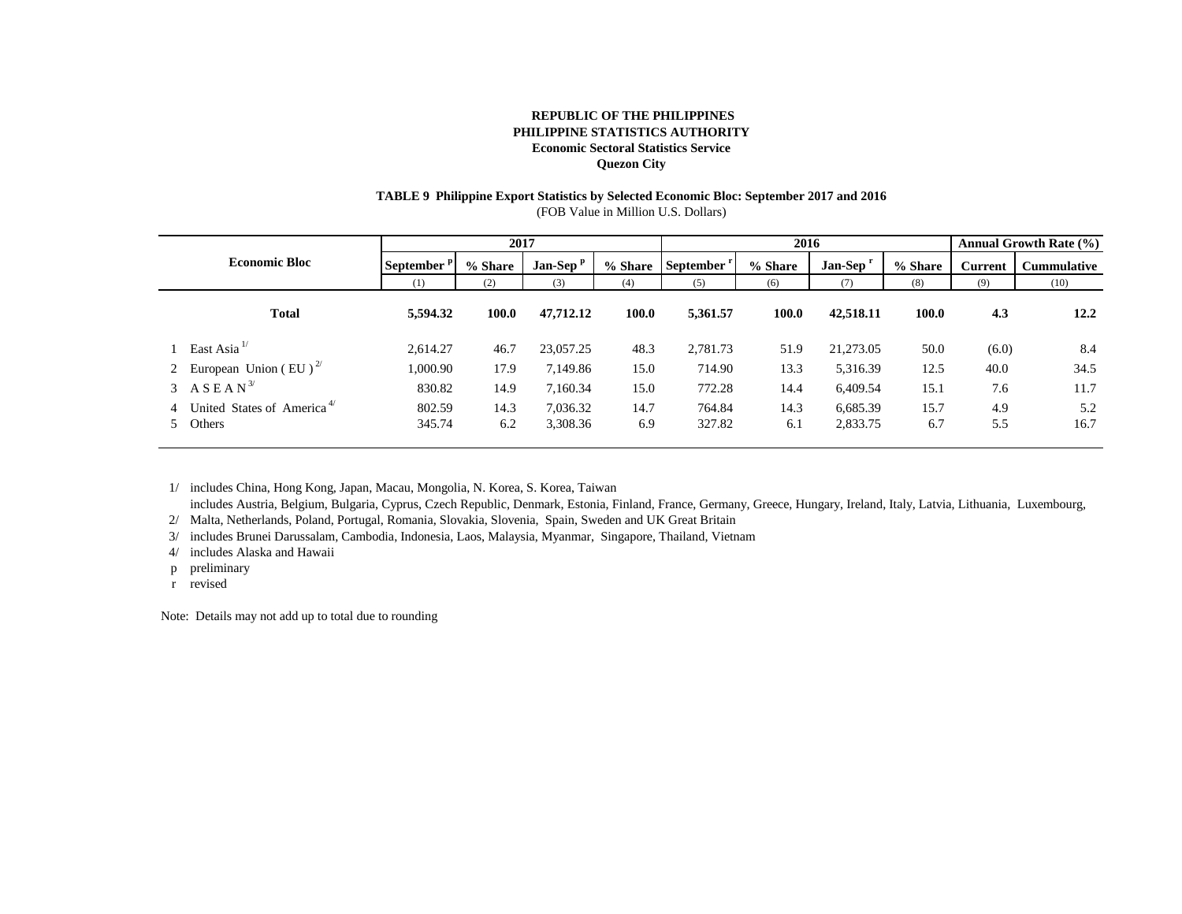**REPUBLIC OF THE PHILIPPINES**
**PHILIPPINE STATISTICS AUTHORITY**
**Economic Sectoral Statistics Service**
**Quezon City**

**TABLE 9 Philippine Export Statistics by Selected Economic Bloc: September 2017 and 2016**
(FOB Value in Million U.S. Dollars)

| Economic Bloc | 2017 | | | | 2016 | | | | Annual Growth Rate (%) | |
|---|---|---|---|---|---|---|---|---|---|---|
| | September [p] | % Share | Jan-Sep [p] | % Share | September [r] | % Share | Jan-Sep [r] | % Share | Current | Cummulative |
| | (1) | (2) | (3) | (4) | (5) | (6) | (7) | (8) | (9) | (10) |
| **Total** | **5,594.32** | **100.0** | **47,712.12** | **100.0** | **5,361.57** | **100.0** | **42,518.11** | **100.0** | **4.3** | **12.2** |
| 1 East Asia [1/] | 2,614.27 | 46.7 | 23,057.25 | 48.3 | 2,781.73 | 51.9 | 21,273.05 | 50.0 | (6.0) | 8.4 |
| 2 European Union ( EU ) [2/] | 1,000.90 | 17.9 | 7,149.86 | 15.0 | 714.90 | 13.3 | 5,316.39 | 12.5 | 40.0 | 34.5 |
| 3 A S E A N [3/] | 830.82 | 14.9 | 7,160.34 | 15.0 | 772.28 | 14.4 | 6,409.54 | 15.1 | 7.6 | 11.7 |
| 4 United States of America [4/] | 802.59 | 14.3 | 7,036.32 | 14.7 | 764.84 | 14.3 | 6,685.39 | 15.7 | 4.9 | 5.2 |
| 5 Others | 345.74 | 6.2 | 3,308.36 | 6.9 | 327.82 | 6.1 | 2,833.75 | 6.7 | 5.5 | 16.7 |

1/ includes China, Hong Kong, Japan, Macau, Mongolia, N. Korea, S. Korea, Taiwan
2/ includes Austria, Belgium, Bulgaria, Cyprus, Czech Republic, Denmark, Estonia, Finland, France, Germany, Greece, Hungary, Ireland, Italy, Latvia, Lithuania, Luxembourg, Malta, Netherlands, Poland, Portugal, Romania, Slovakia, Slovenia, Spain, Sweden and UK Great Britain
3/ includes Brunei Darussalam, Cambodia, Indonesia, Laos, Malaysia, Myanmar, Singapore, Thailand, Vietnam
4/ includes Alaska and Hawaii
p preliminary
r revised

Note: Details may not add up to total due to rounding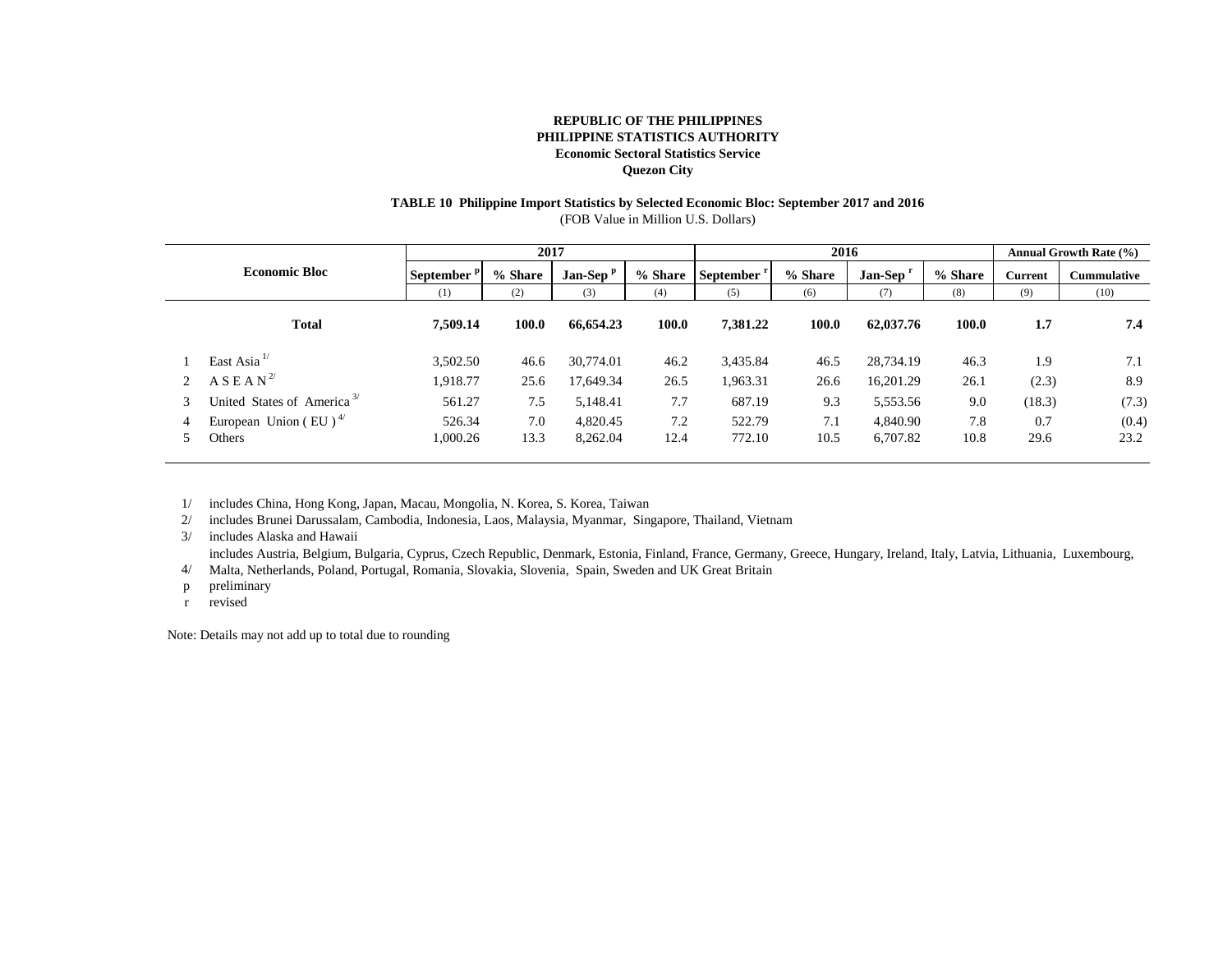**REPUBLIC OF THE PHILIPPINES**
**PHILIPPINE STATISTICS AUTHORITY**
**Economic Sectoral Statistics Service**
**Quezon City**

**TABLE 10 Philippine Import Statistics by Selected Economic Bloc: September 2017 and 2016**
(FOB Value in Million U.S. Dollars)

| | Economic Bloc | 2017 | | | | 2016 | | | | Annual Growth Rate (%) | |
|---|---|---|---|---|---|---|---|---|---|---|---|
| | | September [p] | % Share | Jan-Sep [p] | % Share | September [r] | % Share | Jan-Sep [r] | % Share | Current | Cummulative |
| | | (1) | (2) | (3) | (4) | (5) | (6) | (7) | (8) | (9) | (10) |
| | **Total** | **7,509.14** | **100.0** | **66,654.23** | **100.0** | **7,381.22** | **100.0** | **62,037.76** | **100.0** | **1.7** | **7.4** |
| 1 | East Asia [1/] | 3,502.50 | 46.6 | 30,774.01 | 46.2 | 3,435.84 | 46.5 | 28,734.19 | 46.3 | 1.9 | 7.1 |
| 2 | A S E A N [2/] | 1,918.77 | 25.6 | 17,649.34 | 26.5 | 1,963.31 | 26.6 | 16,201.29 | 26.1 | (2.3) | 8.9 |
| 3 | United States of America [3/] | 561.27 | 7.5 | 5,148.41 | 7.7 | 687.19 | 9.3 | 5,553.56 | 9.0 | (18.3) | (7.3) |
| 4 | European Union ( EU ) [4/] | 526.34 | 7.0 | 4,820.45 | 7.2 | 522.79 | 7.1 | 4,840.90 | 7.8 | 0.7 | (0.4) |
| 5 | Others | 1,000.26 | 13.3 | 8,262.04 | 12.4 | 772.10 | 10.5 | 6,707.82 | 10.8 | 29.6 | 23.2 |

1/ includes China, Hong Kong, Japan, Macau, Mongolia, N. Korea, S. Korea, Taiwan
2/ includes Brunei Darussalam, Cambodia, Indonesia, Laos, Malaysia, Myanmar, Singapore, Thailand, Vietnam
3/ includes Alaska and Hawaii
4/ includes Austria, Belgium, Bulgaria, Cyprus, Czech Republic, Denmark, Estonia, Finland, France, Germany, Greece, Hungary, Ireland, Italy, Latvia, Lithuania, Luxembourg, Malta, Netherlands, Poland, Portugal, Romania, Slovakia, Slovenia, Spain, Sweden and UK Great Britain
p preliminary
r revised

Note: Details may not add up to total due to rounding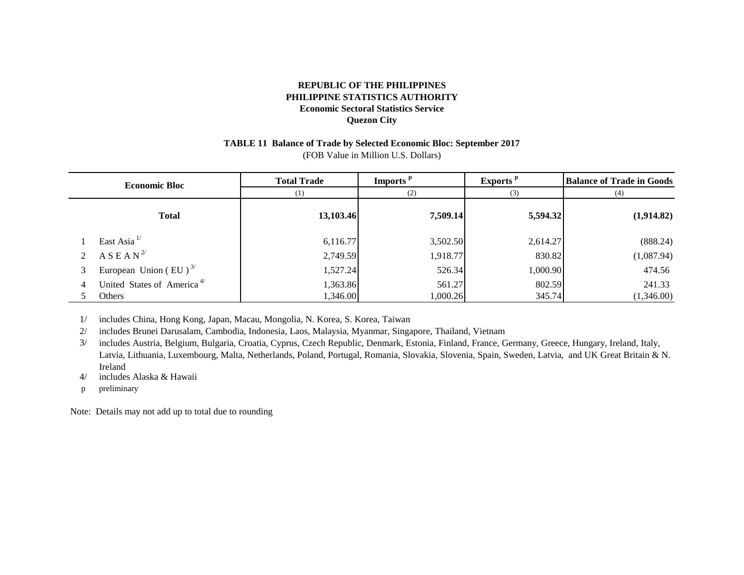**REPUBLIC OF THE PHILIPPINES**
**PHILIPPINE STATISTICS AUTHORITY**
**Economic Sectoral Statistics Service**
**Quezon City**

**TABLE 11 Balance of Trade by Selected Economic Bloc: September 2017**
(FOB Value in Million U.S. Dollars)

| | Economic Bloc | Total Trade | Imports [p] | Exports [p] | Balance of Trade in Goods |
|---|---|---|---|---|---|
| | | (1) | (2) | (3) | (4) |
| | **Total** | **13,103.46** | **7,509.14** | **5,594.32** | **(1,914.82)** |
| 1 | East Asia [1/] | 6,116.77 | 3,502.50 | 2,614.27 | (888.24) |
| 2 | A S E A N [2/] | 2,749.59 | 1,918.77 | 830.82 | (1,087.94) |
| 3 | European Union ( EU ) [3/] | 1,527.24 | 526.34 | 1,000.90 | 474.56 |
| 4 | United States of America [4/] | 1,363.86 | 561.27 | 802.59 | 241.33 |
| 5 | Others | 1,346.00 | 1,000.26 | 345.74 | (1,346.00) |

1/ includes China, Hong Kong, Japan, Macau, Mongolia, N. Korea, S. Korea, Taiwan

2/ includes Brunei Darusalam, Cambodia, Indonesia, Laos, Malaysia, Myanmar, Singapore, Thailand, Vietnam

3/ includes Austria, Belgium, Bulgaria, Croatia, Cyprus, Czech Republic, Denmark, Estonia, Finland, France, Germany, Greece, Hungary, Ireland, Italy, Latvia, Lithuania, Luxembourg, Malta, Netherlands, Poland, Portugal, Romania, Slovakia, Slovenia, Spain, Sweden, Latvia, and UK Great Britain & N. Ireland

4/ includes Alaska & Hawaii

p preliminary

Note: Details may not add up to total due to rounding